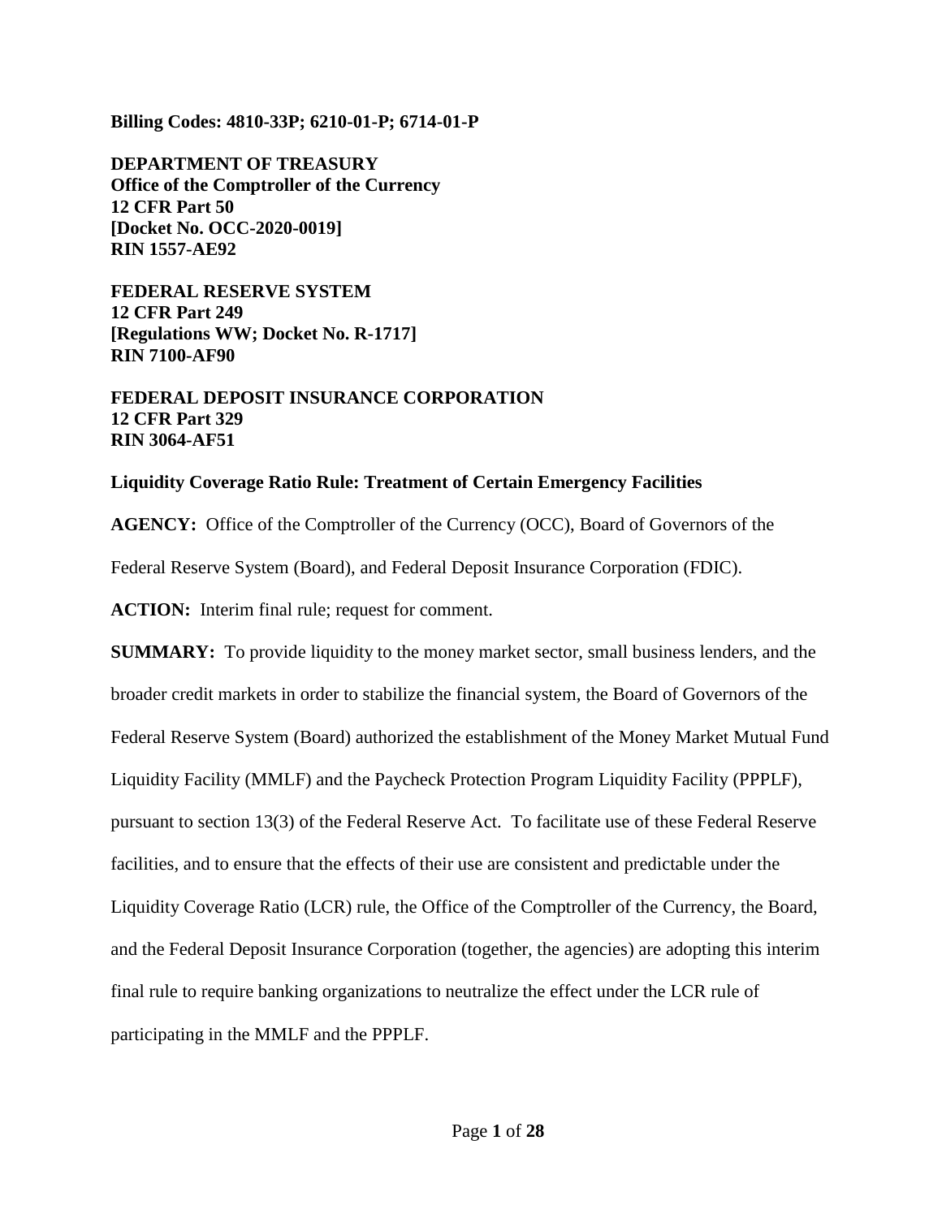**Billing Codes: 4810-33P; 6210-01-P; 6714-01-P**

**DEPARTMENT OF TREASURY**
**Office of the Comptroller of the Currency**
**12 CFR Part 50**
**[Docket No. OCC-2020-0019]**
**RIN 1557-AE92**

**FEDERAL RESERVE SYSTEM**
**12 CFR Part 249**
**[Regulations WW; Docket No. R-1717]**
**RIN 7100-AF90**

**FEDERAL DEPOSIT INSURANCE CORPORATION**
**12 CFR Part 329**
**RIN 3064-AF51**

**Liquidity Coverage Ratio Rule: Treatment of Certain Emergency Facilities**

**AGENCY:** Office of the Comptroller of the Currency (OCC), Board of Governors of the Federal Reserve System (Board), and Federal Deposit Insurance Corporation (FDIC).

**ACTION:** Interim final rule; request for comment.

**SUMMARY:** To provide liquidity to the money market sector, small business lenders, and the broader credit markets in order to stabilize the financial system, the Board of Governors of the Federal Reserve System (Board) authorized the establishment of the Money Market Mutual Fund Liquidity Facility (MMLF) and the Paycheck Protection Program Liquidity Facility (PPPLF), pursuant to section 13(3) of the Federal Reserve Act. To facilitate use of these Federal Reserve facilities, and to ensure that the effects of their use are consistent and predictable under the Liquidity Coverage Ratio (LCR) rule, the Office of the Comptroller of the Currency, the Board, and the Federal Deposit Insurance Corporation (together, the agencies) are adopting this interim final rule to require banking organizations to neutralize the effect under the LCR rule of participating in the MMLF and the PPPLF.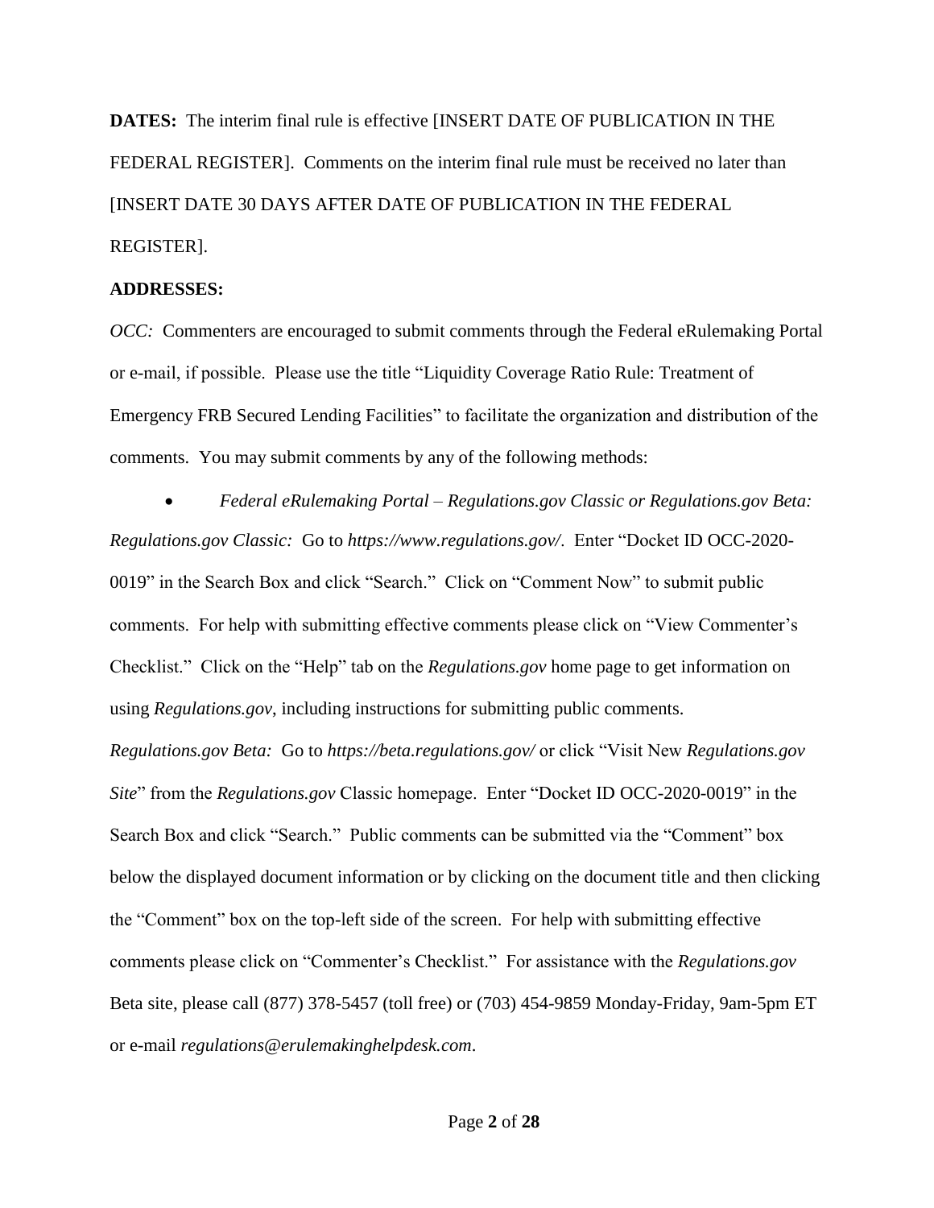**DATES:** The interim final rule is effective [INSERT DATE OF PUBLICATION IN THE FEDERAL REGISTER]. Comments on the interim final rule must be received no later than [INSERT DATE 30 DAYS AFTER DATE OF PUBLICATION IN THE FEDERAL REGISTER].

**ADDRESSES:**

*OCC:* Commenters are encouraged to submit comments through the Federal eRulemaking Portal or e-mail, if possible. Please use the title "Liquidity Coverage Ratio Rule: Treatment of Emergency FRB Secured Lending Facilities" to facilitate the organization and distribution of the comments. You may submit comments by any of the following methods:

- *Federal eRulemaking Portal – Regulations.gov Classic or Regulations.gov Beta:* *Regulations.gov Classic:* Go to *https://www.regulations.gov/*. Enter "Docket ID OCC-2020-0019" in the Search Box and click "Search." Click on "Comment Now" to submit public comments. For help with submitting effective comments please click on "View Commenter's Checklist." Click on the "Help" tab on the *Regulations.gov* home page to get information on using *Regulations.gov*, including instructions for submitting public comments. *Regulations.gov Beta:* Go to *https://beta.regulations.gov/* or click "Visit New *Regulations.gov Site*" from the *Regulations.gov* Classic homepage. Enter "Docket ID OCC-2020-0019" in the Search Box and click "Search." Public comments can be submitted via the "Comment" box below the displayed document information or by clicking on the document title and then clicking the "Comment" box on the top-left side of the screen. For help with submitting effective comments please click on "Commenter's Checklist." For assistance with the *Regulations.gov* Beta site, please call (877) 378-5457 (toll free) or (703) 454-9859 Monday-Friday, 9am-5pm ET or e-mail *regulations@erulemakinghelpdesk.com*.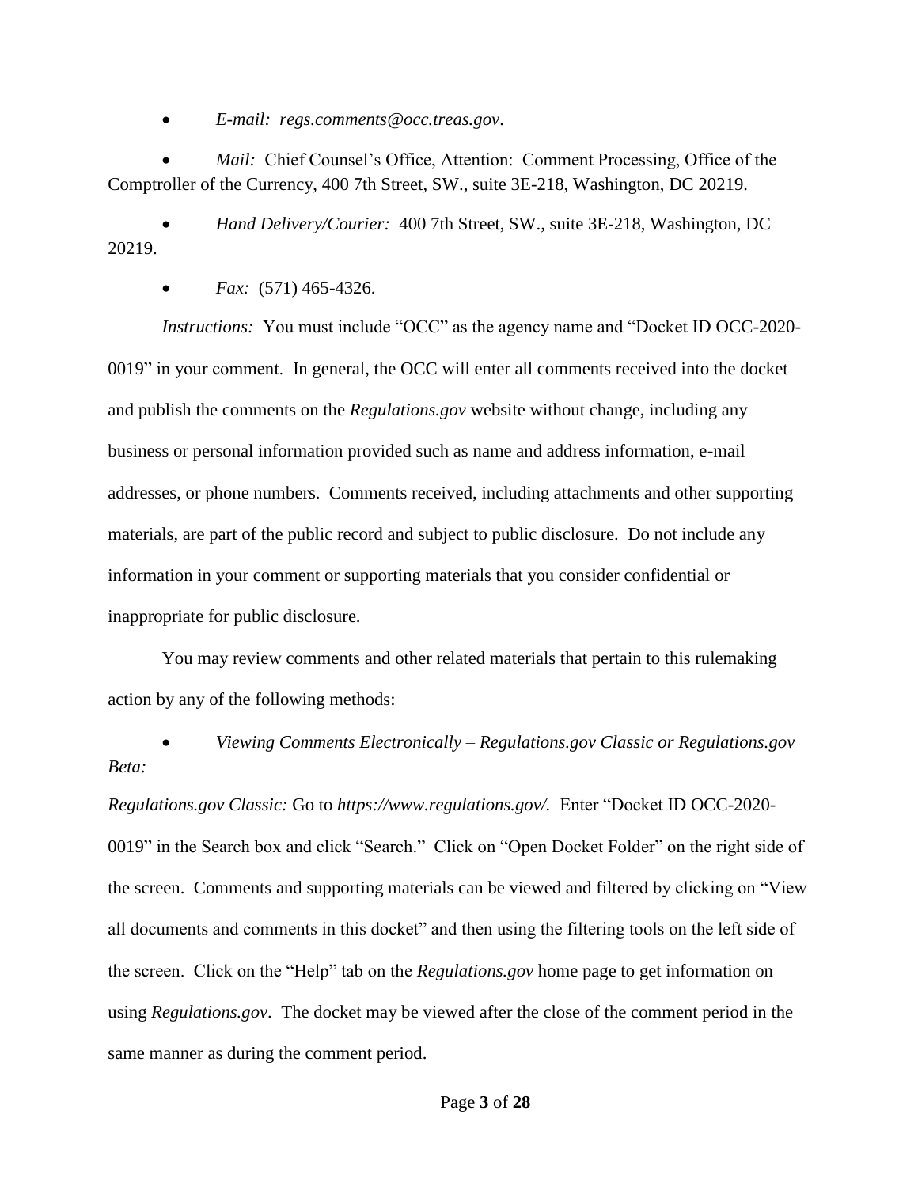- *E-mail: regs.comments@occ.treas.gov*.

- *Mail:* Chief Counsel's Office, Attention: Comment Processing, Office of the Comptroller of the Currency, 400 7th Street, SW., suite 3E-218, Washington, DC 20219.

- *Hand Delivery/Courier:* 400 7th Street, SW., suite 3E-218, Washington, DC 20219.

- *Fax:* (571) 465-4326.

*Instructions:* You must include "OCC" as the agency name and "Docket ID OCC-2020-0019" in your comment. In general, the OCC will enter all comments received into the docket and publish the comments on the *Regulations.gov* website without change, including any business or personal information provided such as name and address information, e-mail addresses, or phone numbers. Comments received, including attachments and other supporting materials, are part of the public record and subject to public disclosure. Do not include any information in your comment or supporting materials that you consider confidential or inappropriate for public disclosure.

You may review comments and other related materials that pertain to this rulemaking action by any of the following methods:

- *Viewing Comments Electronically – Regulations.gov Classic or Regulations.gov Beta:*

*Regulations.gov Classic:* Go to *https://www.regulations.gov/*. Enter "Docket ID OCC-2020-0019" in the Search box and click "Search." Click on "Open Docket Folder" on the right side of the screen. Comments and supporting materials can be viewed and filtered by clicking on "View all documents and comments in this docket" and then using the filtering tools on the left side of the screen. Click on the "Help" tab on the *Regulations.gov* home page to get information on using *Regulations.gov*. The docket may be viewed after the close of the comment period in the same manner as during the comment period.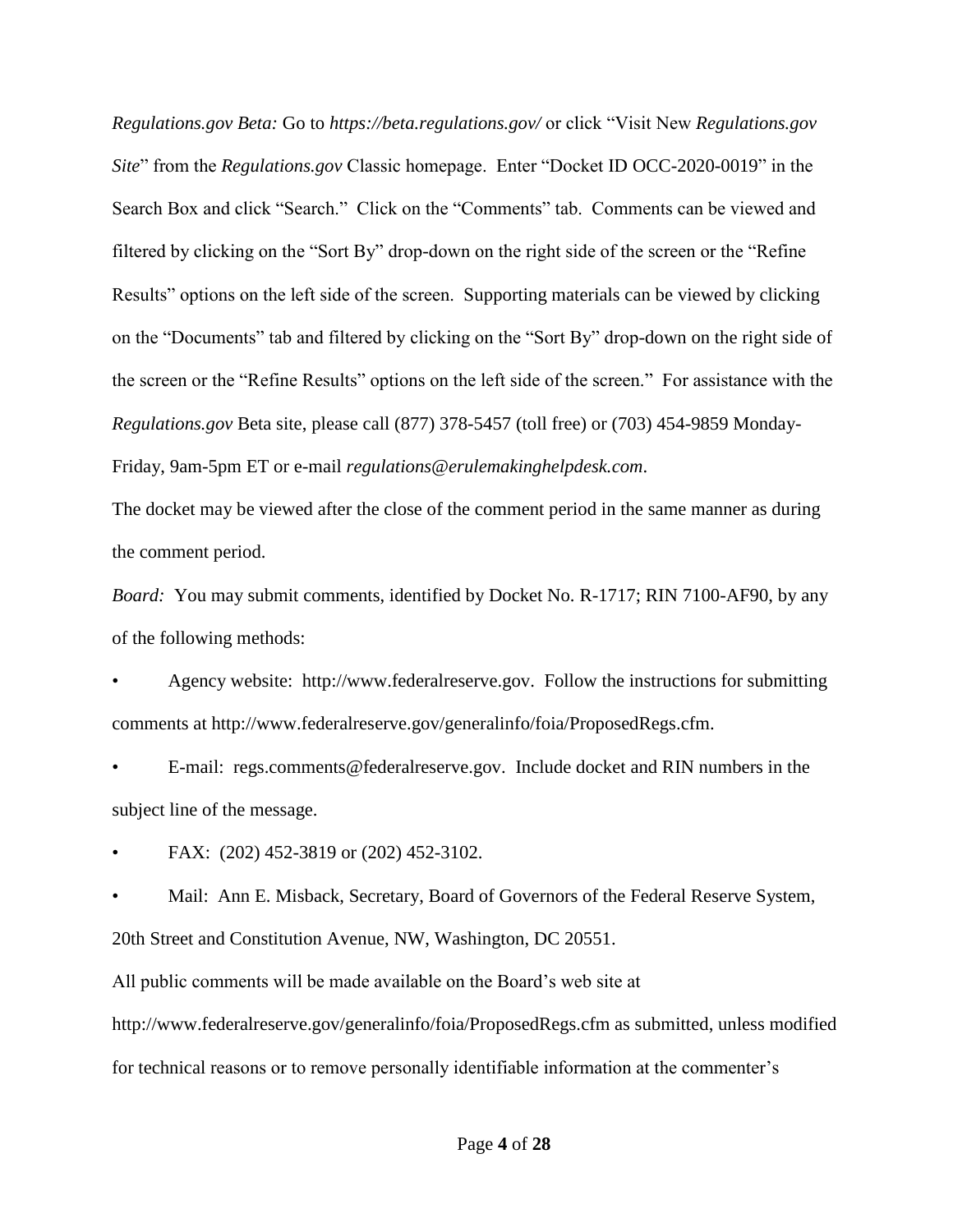*Regulations.gov Beta:* Go to *https://beta.regulations.gov/* or click "Visit New *Regulations.gov Site*" from the *Regulations.gov* Classic homepage. Enter "Docket ID OCC-2020-0019" in the Search Box and click "Search." Click on the "Comments" tab. Comments can be viewed and filtered by clicking on the "Sort By" drop-down on the right side of the screen or the "Refine Results" options on the left side of the screen. Supporting materials can be viewed by clicking on the "Documents" tab and filtered by clicking on the "Sort By" drop-down on the right side of the screen or the "Refine Results" options on the left side of the screen." For assistance with the *Regulations.gov* Beta site, please call (877) 378-5457 (toll free) or (703) 454-9859 Monday-Friday, 9am-5pm ET or e-mail *regulations@erulemakinghelpdesk.com*.

The docket may be viewed after the close of the comment period in the same manner as during the comment period.

*Board:* You may submit comments, identified by Docket No. R-1717; RIN 7100-AF90, by any of the following methods:

- Agency website: http://www.federalreserve.gov. Follow the instructions for submitting comments at http://www.federalreserve.gov/generalinfo/foia/ProposedRegs.cfm.
- E-mail: regs.comments@federalreserve.gov. Include docket and RIN numbers in the subject line of the message.
- FAX: (202) 452-3819 or (202) 452-3102.
- Mail: Ann E. Misback, Secretary, Board of Governors of the Federal Reserve System, 20th Street and Constitution Avenue, NW, Washington, DC 20551.

All public comments will be made available on the Board's web site at http://www.federalreserve.gov/generalinfo/foia/ProposedRegs.cfm as submitted, unless modified for technical reasons or to remove personally identifiable information at the commenter's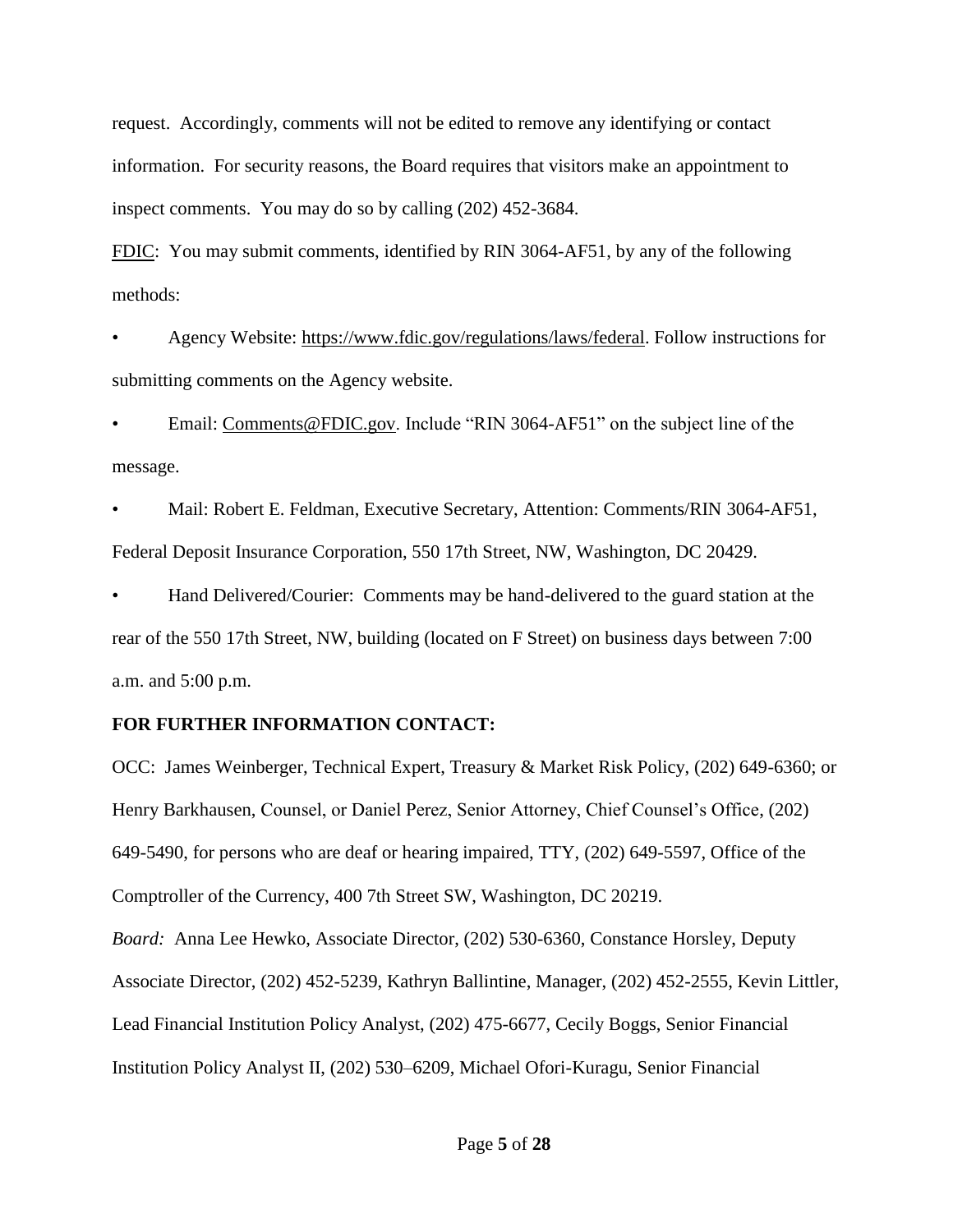request. Accordingly, comments will not be edited to remove any identifying or contact information. For security reasons, the Board requires that visitors make an appointment to inspect comments. You may do so by calling (202) 452-3684.

FDIC: You may submit comments, identified by RIN 3064-AF51, by any of the following methods:

- Agency Website: https://www.fdic.gov/regulations/laws/federal. Follow instructions for submitting comments on the Agency website.
- Email: Comments@FDIC.gov. Include "RIN 3064-AF51" on the subject line of the message.
- Mail: Robert E. Feldman, Executive Secretary, Attention: Comments/RIN 3064-AF51, Federal Deposit Insurance Corporation, 550 17th Street, NW, Washington, DC 20429.
- Hand Delivered/Courier: Comments may be hand-delivered to the guard station at the rear of the 550 17th Street, NW, building (located on F Street) on business days between 7:00 a.m. and 5:00 p.m.

**FOR FURTHER INFORMATION CONTACT:**

OCC: James Weinberger, Technical Expert, Treasury & Market Risk Policy, (202) 649-6360; or Henry Barkhausen, Counsel, or Daniel Perez, Senior Attorney, Chief Counsel's Office, (202) 649-5490, for persons who are deaf or hearing impaired, TTY, (202) 649-5597, Office of the Comptroller of the Currency, 400 7th Street SW, Washington, DC 20219.

*Board:* Anna Lee Hewko, Associate Director, (202) 530-6360, Constance Horsley, Deputy Associate Director, (202) 452-5239, Kathryn Ballintine, Manager, (202) 452-2555, Kevin Littler, Lead Financial Institution Policy Analyst, (202) 475-6677, Cecily Boggs, Senior Financial Institution Policy Analyst II, (202) 530–6209, Michael Ofori-Kuragu, Senior Financial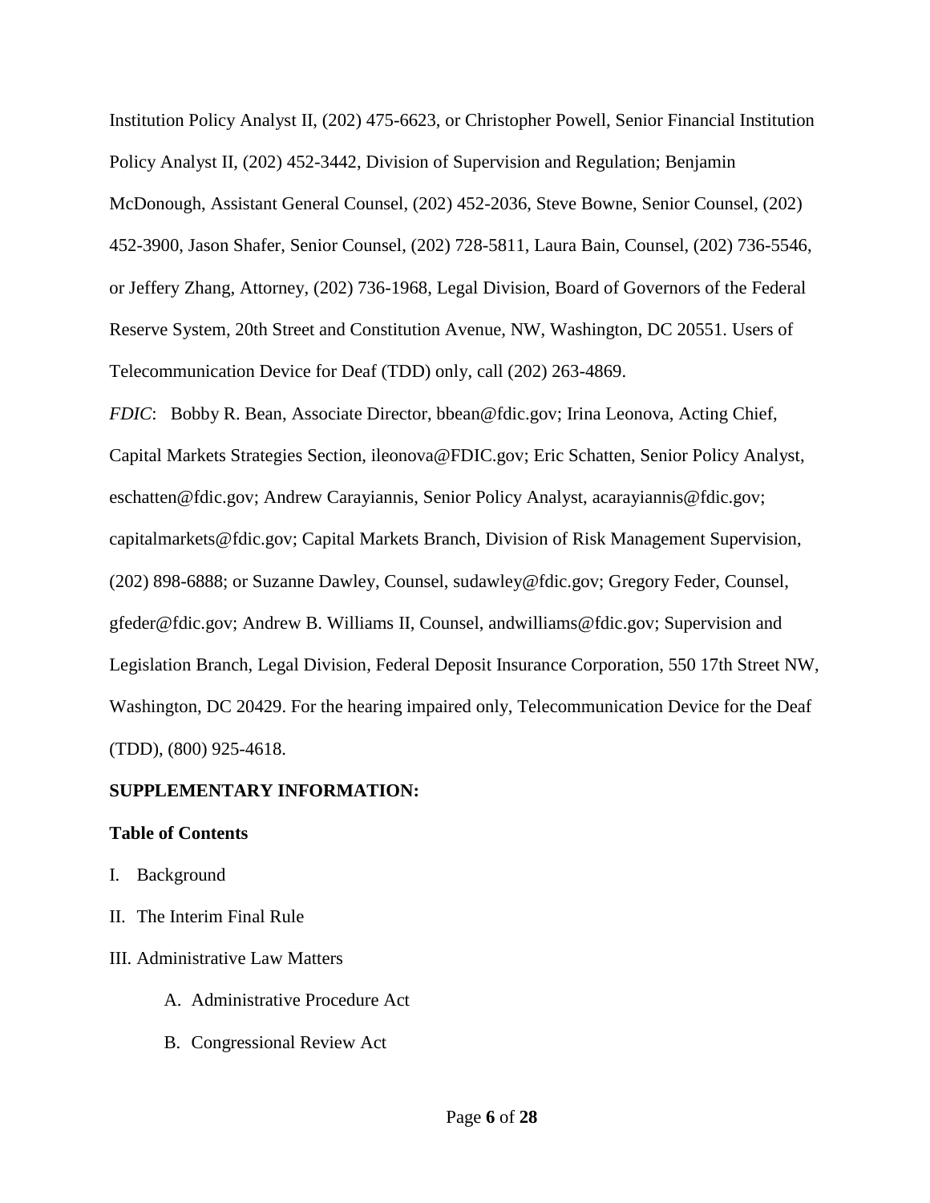Institution Policy Analyst II, (202) 475-6623, or Christopher Powell, Senior Financial Institution Policy Analyst II, (202) 452-3442, Division of Supervision and Regulation; Benjamin McDonough, Assistant General Counsel, (202) 452-2036, Steve Bowne, Senior Counsel, (202) 452-3900, Jason Shafer, Senior Counsel, (202) 728-5811, Laura Bain, Counsel, (202) 736-5546, or Jeffery Zhang, Attorney, (202) 736-1968, Legal Division, Board of Governors of the Federal Reserve System, 20th Street and Constitution Avenue, NW, Washington, DC 20551. Users of Telecommunication Device for Deaf (TDD) only, call (202) 263-4869.

*FDIC*: Bobby R. Bean, Associate Director, bbean@fdic.gov; Irina Leonova, Acting Chief, Capital Markets Strategies Section, ileonova@FDIC.gov; Eric Schatten, Senior Policy Analyst, eschatten@fdic.gov; Andrew Carayiannis, Senior Policy Analyst, acarayiannis@fdic.gov; capitalmarkets@fdic.gov; Capital Markets Branch, Division of Risk Management Supervision, (202) 898-6888; or Suzanne Dawley, Counsel, sudawley@fdic.gov; Gregory Feder, Counsel, gfeder@fdic.gov; Andrew B. Williams II, Counsel, andwilliams@fdic.gov; Supervision and Legislation Branch, Legal Division, Federal Deposit Insurance Corporation, 550 17th Street NW, Washington, DC 20429. For the hearing impaired only, Telecommunication Device for the Deaf (TDD), (800) 925-4618.

**SUPPLEMENTARY INFORMATION:**

**Table of Contents**

I. Background

II. The Interim Final Rule

III. Administrative Law Matters

  A. Administrative Procedure Act

  B. Congressional Review Act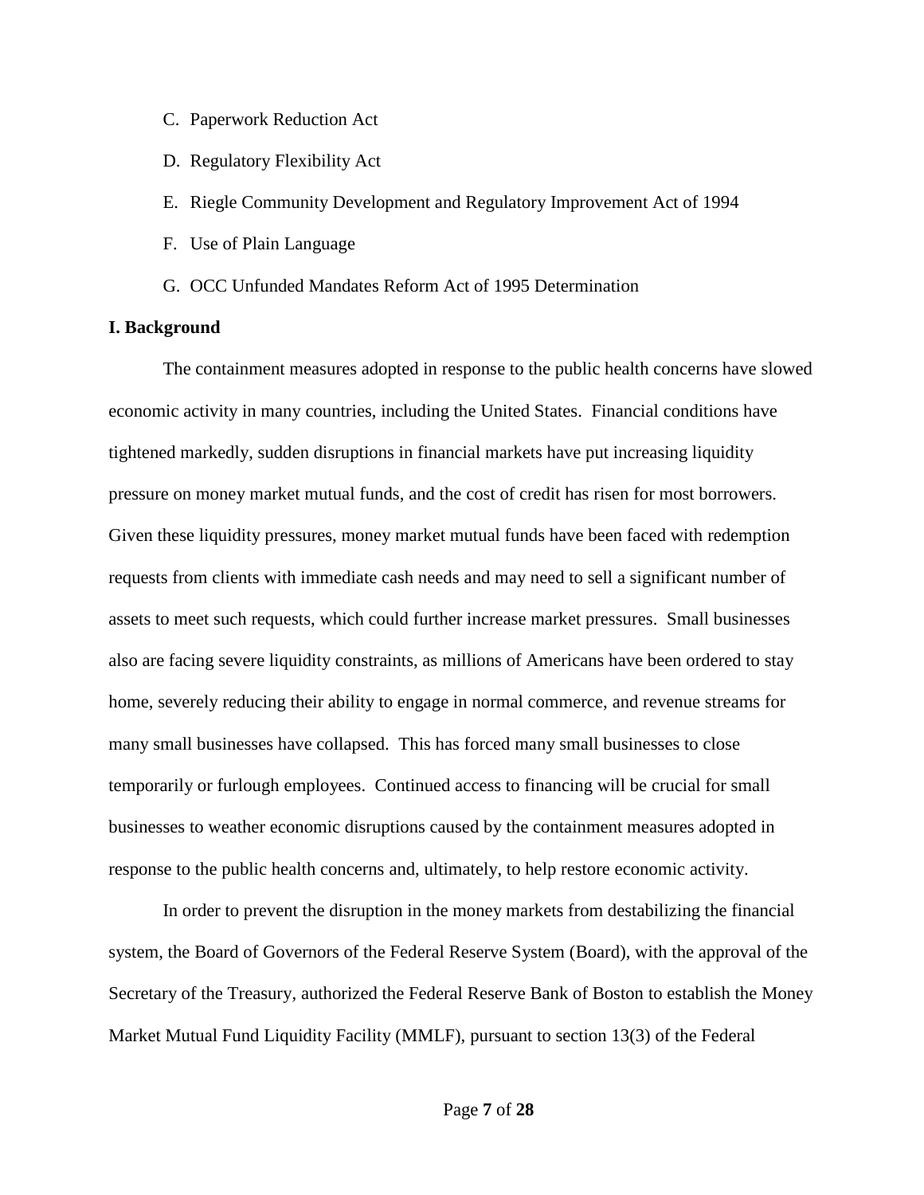C. Paperwork Reduction Act

D. Regulatory Flexibility Act

E. Riegle Community Development and Regulatory Improvement Act of 1994

F. Use of Plain Language

G. OCC Unfunded Mandates Reform Act of 1995 Determination

**I. Background**

The containment measures adopted in response to the public health concerns have slowed economic activity in many countries, including the United States. Financial conditions have tightened markedly, sudden disruptions in financial markets have put increasing liquidity pressure on money market mutual funds, and the cost of credit has risen for most borrowers. Given these liquidity pressures, money market mutual funds have been faced with redemption requests from clients with immediate cash needs and may need to sell a significant number of assets to meet such requests, which could further increase market pressures. Small businesses also are facing severe liquidity constraints, as millions of Americans have been ordered to stay home, severely reducing their ability to engage in normal commerce, and revenue streams for many small businesses have collapsed. This has forced many small businesses to close temporarily or furlough employees. Continued access to financing will be crucial for small businesses to weather economic disruptions caused by the containment measures adopted in response to the public health concerns and, ultimately, to help restore economic activity.

In order to prevent the disruption in the money markets from destabilizing the financial system, the Board of Governors of the Federal Reserve System (Board), with the approval of the Secretary of the Treasury, authorized the Federal Reserve Bank of Boston to establish the Money Market Mutual Fund Liquidity Facility (MMLF), pursuant to section 13(3) of the Federal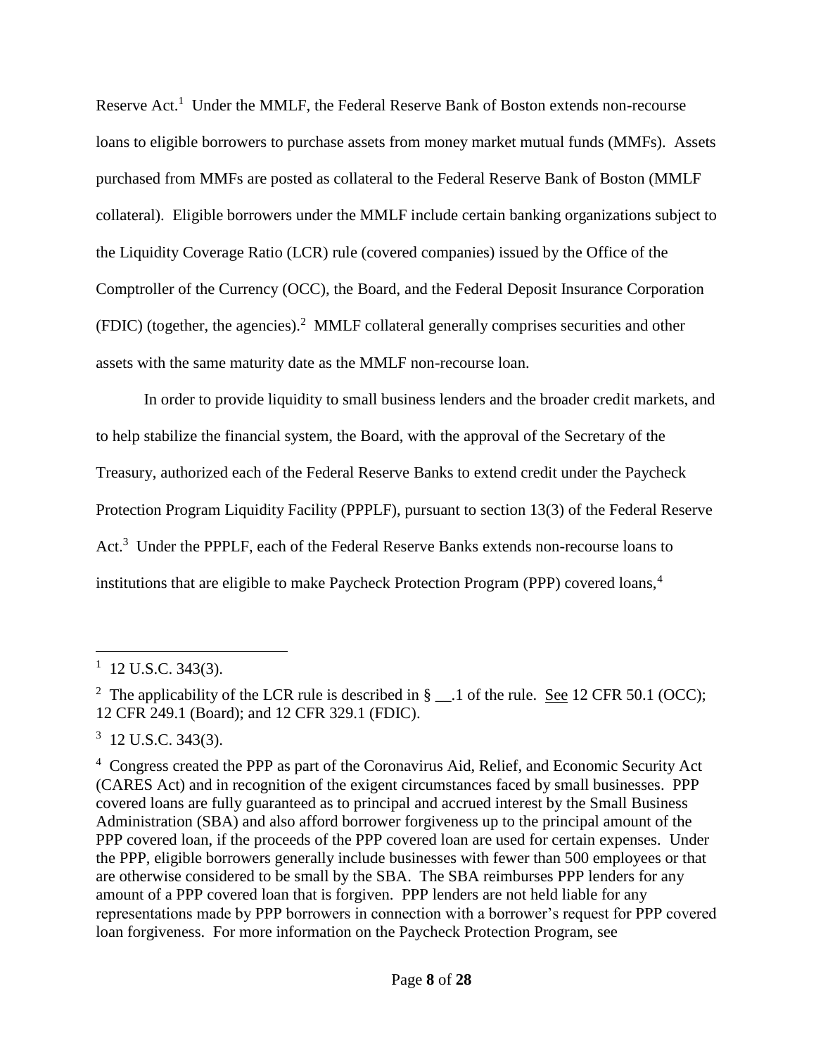Reserve Act.[1] Under the MMLF, the Federal Reserve Bank of Boston extends non-recourse loans to eligible borrowers to purchase assets from money market mutual funds (MMFs). Assets purchased from MMFs are posted as collateral to the Federal Reserve Bank of Boston (MMLF collateral). Eligible borrowers under the MMLF include certain banking organizations subject to the Liquidity Coverage Ratio (LCR) rule (covered companies) issued by the Office of the Comptroller of the Currency (OCC), the Board, and the Federal Deposit Insurance Corporation (FDIC) (together, the agencies).[2] MMLF collateral generally comprises securities and other assets with the same maturity date as the MMLF non-recourse loan.

In order to provide liquidity to small business lenders and the broader credit markets, and to help stabilize the financial system, the Board, with the approval of the Secretary of the Treasury, authorized each of the Federal Reserve Banks to extend credit under the Paycheck Protection Program Liquidity Facility (PPPLF), pursuant to section 13(3) of the Federal Reserve Act.[3] Under the PPPLF, each of the Federal Reserve Banks extends non-recourse loans to institutions that are eligible to make Paycheck Protection Program (PPP) covered loans,[4]

---

[1] 12 U.S.C. 343(3).

[2] The applicability of the LCR rule is described in § __.1 of the rule. See 12 CFR 50.1 (OCC); 12 CFR 249.1 (Board); and 12 CFR 329.1 (FDIC).

[3] 12 U.S.C. 343(3).

[4] Congress created the PPP as part of the Coronavirus Aid, Relief, and Economic Security Act (CARES Act) and in recognition of the exigent circumstances faced by small businesses. PPP covered loans are fully guaranteed as to principal and accrued interest by the Small Business Administration (SBA) and also afford borrower forgiveness up to the principal amount of the PPP covered loan, if the proceeds of the PPP covered loan are used for certain expenses. Under the PPP, eligible borrowers generally include businesses with fewer than 500 employees or that are otherwise considered to be small by the SBA. The SBA reimburses PPP lenders for any amount of a PPP covered loan that is forgiven. PPP lenders are not held liable for any representations made by PPP borrowers in connection with a borrower's request for PPP covered loan forgiveness. For more information on the Paycheck Protection Program, see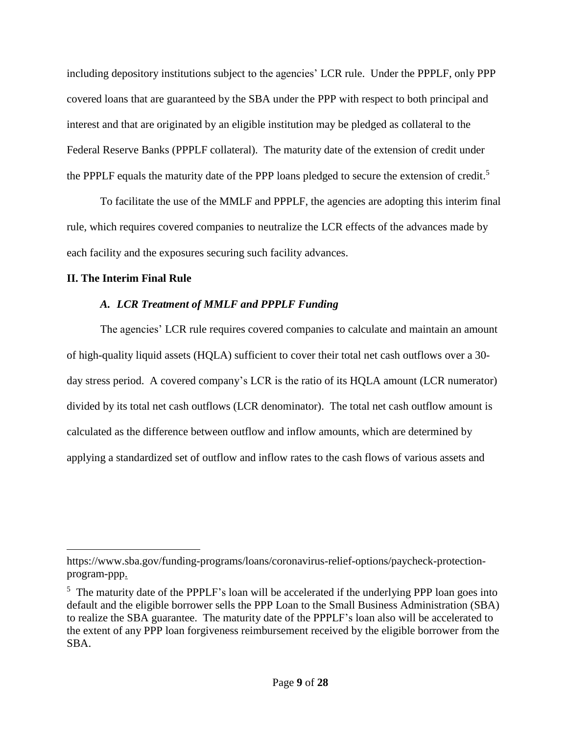including depository institutions subject to the agencies' LCR rule. Under the PPPLF, only PPP covered loans that are guaranteed by the SBA under the PPP with respect to both principal and interest and that are originated by an eligible institution may be pledged as collateral to the Federal Reserve Banks (PPPLF collateral). The maturity date of the extension of credit under the PPPLF equals the maturity date of the PPP loans pledged to secure the extension of credit.[5]

To facilitate the use of the MMLF and PPPLF, the agencies are adopting this interim final rule, which requires covered companies to neutralize the LCR effects of the advances made by each facility and the exposures securing such facility advances.

## II. The Interim Final Rule

### *A. LCR Treatment of MMLF and PPPLF Funding*

The agencies' LCR rule requires covered companies to calculate and maintain an amount of high-quality liquid assets (HQLA) sufficient to cover their total net cash outflows over a 30-day stress period. A covered company's LCR is the ratio of its HQLA amount (LCR numerator) divided by its total net cash outflows (LCR denominator). The total net cash outflow amount is calculated as the difference between outflow and inflow amounts, which are determined by applying a standardized set of outflow and inflow rates to the cash flows of various assets and

---

https://www.sba.gov/funding-programs/loans/coronavirus-relief-options/paycheck-protection-program-ppp.

[5] The maturity date of the PPPLF's loan will be accelerated if the underlying PPP loan goes into default and the eligible borrower sells the PPP Loan to the Small Business Administration (SBA) to realize the SBA guarantee. The maturity date of the PPPLF's loan also will be accelerated to the extent of any PPP loan forgiveness reimbursement received by the eligible borrower from the SBA.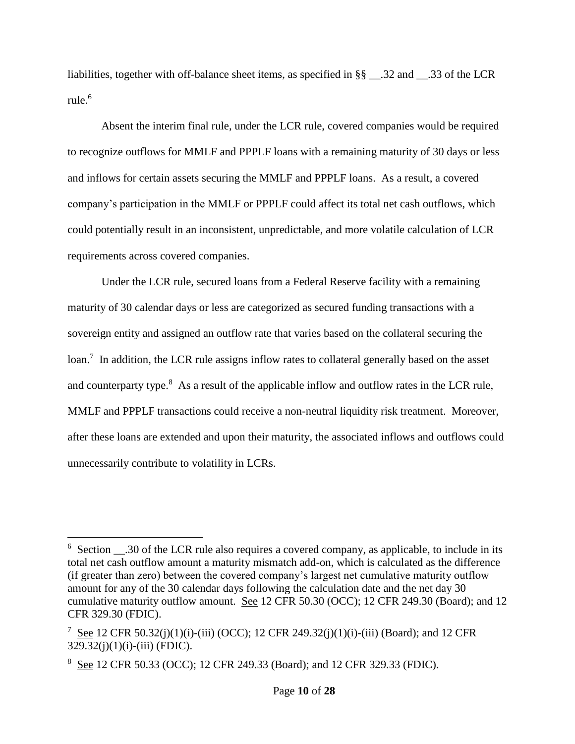liabilities, together with off-balance sheet items, as specified in §§ __.32 and __.33 of the LCR rule.[6]

Absent the interim final rule, under the LCR rule, covered companies would be required to recognize outflows for MMLF and PPPLF loans with a remaining maturity of 30 days or less and inflows for certain assets securing the MMLF and PPPLF loans. As a result, a covered company's participation in the MMLF or PPPLF could affect its total net cash outflows, which could potentially result in an inconsistent, unpredictable, and more volatile calculation of LCR requirements across covered companies.

Under the LCR rule, secured loans from a Federal Reserve facility with a remaining maturity of 30 calendar days or less are categorized as secured funding transactions with a sovereign entity and assigned an outflow rate that varies based on the collateral securing the loan.[7] In addition, the LCR rule assigns inflow rates to collateral generally based on the asset and counterparty type.[8] As a result of the applicable inflow and outflow rates in the LCR rule, MMLF and PPPLF transactions could receive a non-neutral liquidity risk treatment. Moreover, after these loans are extended and upon their maturity, the associated inflows and outflows could unnecessarily contribute to volatility in LCRs.

---

[6] Section __.30 of the LCR rule also requires a covered company, as applicable, to include in its total net cash outflow amount a maturity mismatch add-on, which is calculated as the difference (if greater than zero) between the covered company's largest net cumulative maturity outflow amount for any of the 30 calendar days following the calculation date and the net day 30 cumulative maturity outflow amount. See 12 CFR 50.30 (OCC); 12 CFR 249.30 (Board); and 12 CFR 329.30 (FDIC).

[7] See 12 CFR 50.32(j)(1)(i)-(iii) (OCC); 12 CFR 249.32(j)(1)(i)-(iii) (Board); and 12 CFR 329.32(j)(1)(i)-(iii) (FDIC).

[8] See 12 CFR 50.33 (OCC); 12 CFR 249.33 (Board); and 12 CFR 329.33 (FDIC).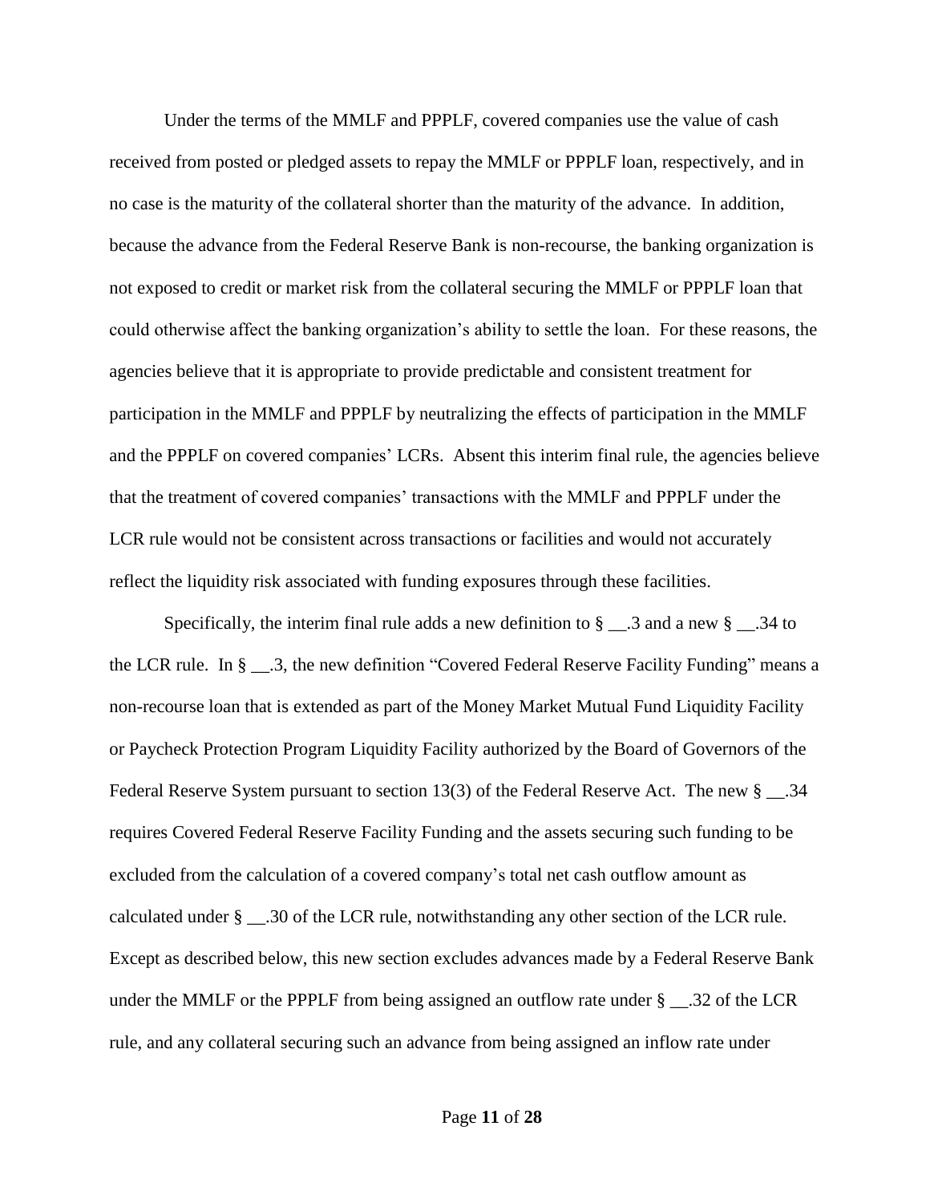Under the terms of the MMLF and PPPLF, covered companies use the value of cash received from posted or pledged assets to repay the MMLF or PPPLF loan, respectively, and in no case is the maturity of the collateral shorter than the maturity of the advance. In addition, because the advance from the Federal Reserve Bank is non-recourse, the banking organization is not exposed to credit or market risk from the collateral securing the MMLF or PPPLF loan that could otherwise affect the banking organization's ability to settle the loan. For these reasons, the agencies believe that it is appropriate to provide predictable and consistent treatment for participation in the MMLF and PPPLF by neutralizing the effects of participation in the MMLF and the PPPLF on covered companies' LCRs. Absent this interim final rule, the agencies believe that the treatment of covered companies' transactions with the MMLF and PPPLF under the LCR rule would not be consistent across transactions or facilities and would not accurately reflect the liquidity risk associated with funding exposures through these facilities.

Specifically, the interim final rule adds a new definition to § __.3 and a new § __.34 to the LCR rule. In § __.3, the new definition "Covered Federal Reserve Facility Funding" means a non-recourse loan that is extended as part of the Money Market Mutual Fund Liquidity Facility or Paycheck Protection Program Liquidity Facility authorized by the Board of Governors of the Federal Reserve System pursuant to section 13(3) of the Federal Reserve Act. The new § __.34 requires Covered Federal Reserve Facility Funding and the assets securing such funding to be excluded from the calculation of a covered company's total net cash outflow amount as calculated under § __.30 of the LCR rule, notwithstanding any other section of the LCR rule. Except as described below, this new section excludes advances made by a Federal Reserve Bank under the MMLF or the PPPLF from being assigned an outflow rate under § __.32 of the LCR rule, and any collateral securing such an advance from being assigned an inflow rate under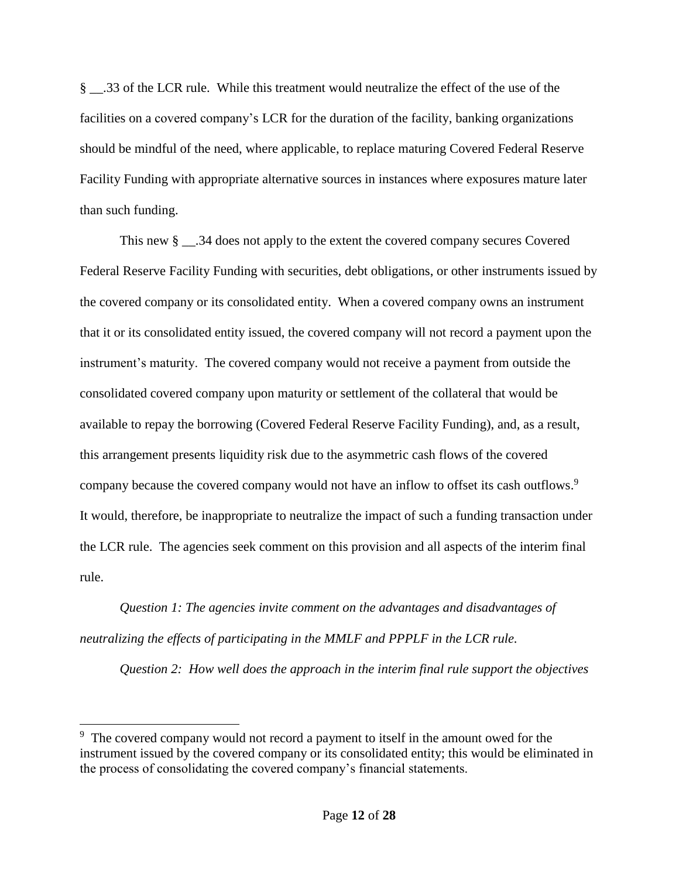§ __.33 of the LCR rule. While this treatment would neutralize the effect of the use of the facilities on a covered company's LCR for the duration of the facility, banking organizations should be mindful of the need, where applicable, to replace maturing Covered Federal Reserve Facility Funding with appropriate alternative sources in instances where exposures mature later than such funding.

This new § __.34 does not apply to the extent the covered company secures Covered Federal Reserve Facility Funding with securities, debt obligations, or other instruments issued by the covered company or its consolidated entity. When a covered company owns an instrument that it or its consolidated entity issued, the covered company will not record a payment upon the instrument's maturity. The covered company would not receive a payment from outside the consolidated covered company upon maturity or settlement of the collateral that would be available to repay the borrowing (Covered Federal Reserve Facility Funding), and, as a result, this arrangement presents liquidity risk due to the asymmetric cash flows of the covered company because the covered company would not have an inflow to offset its cash outflows.[9] It would, therefore, be inappropriate to neutralize the impact of such a funding transaction under the LCR rule. The agencies seek comment on this provision and all aspects of the interim final rule.

*Question 1: The agencies invite comment on the advantages and disadvantages of neutralizing the effects of participating in the MMLF and PPPLF in the LCR rule.*

*Question 2: How well does the approach in the interim final rule support the objectives*

[9] The covered company would not record a payment to itself in the amount owed for the instrument issued by the covered company or its consolidated entity; this would be eliminated in the process of consolidating the covered company's financial statements.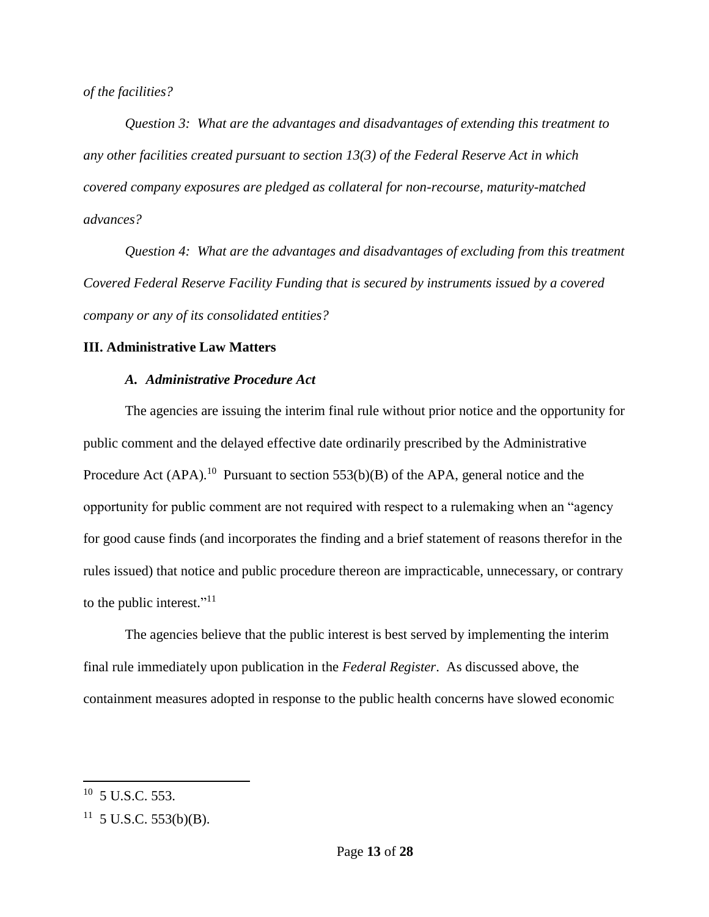*of the facilities?*

*Question 3: What are the advantages and disadvantages of extending this treatment to any other facilities created pursuant to section 13(3) of the Federal Reserve Act in which covered company exposures are pledged as collateral for non-recourse, maturity-matched advances?*

*Question 4: What are the advantages and disadvantages of excluding from this treatment Covered Federal Reserve Facility Funding that is secured by instruments issued by a covered company or any of its consolidated entities?*

**III. Administrative Law Matters**

***A. Administrative Procedure Act***

The agencies are issuing the interim final rule without prior notice and the opportunity for public comment and the delayed effective date ordinarily prescribed by the Administrative Procedure Act (APA).[10] Pursuant to section 553(b)(B) of the APA, general notice and the opportunity for public comment are not required with respect to a rulemaking when an "agency for good cause finds (and incorporates the finding and a brief statement of reasons therefor in the rules issued) that notice and public procedure thereon are impracticable, unnecessary, or contrary to the public interest."[11]

The agencies believe that the public interest is best served by implementing the interim final rule immediately upon publication in the *Federal Register*. As discussed above, the containment measures adopted in response to the public health concerns have slowed economic

[10] 5 U.S.C. 553.

[11] 5 U.S.C. 553(b)(B).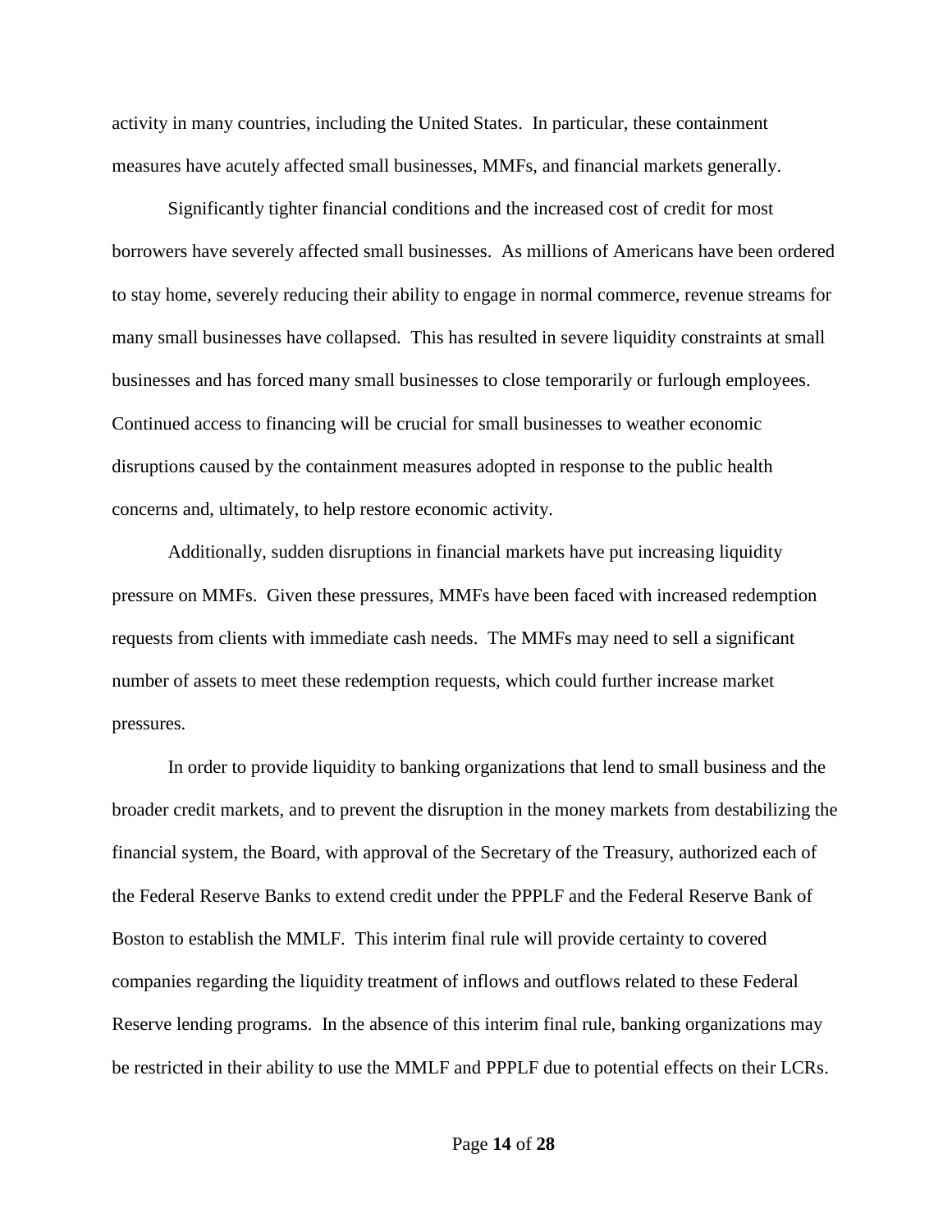activity in many countries, including the United States. In particular, these containment measures have acutely affected small businesses, MMFs, and financial markets generally.

Significantly tighter financial conditions and the increased cost of credit for most borrowers have severely affected small businesses. As millions of Americans have been ordered to stay home, severely reducing their ability to engage in normal commerce, revenue streams for many small businesses have collapsed. This has resulted in severe liquidity constraints at small businesses and has forced many small businesses to close temporarily or furlough employees. Continued access to financing will be crucial for small businesses to weather economic disruptions caused by the containment measures adopted in response to the public health concerns and, ultimately, to help restore economic activity.

Additionally, sudden disruptions in financial markets have put increasing liquidity pressure on MMFs. Given these pressures, MMFs have been faced with increased redemption requests from clients with immediate cash needs. The MMFs may need to sell a significant number of assets to meet these redemption requests, which could further increase market pressures.

In order to provide liquidity to banking organizations that lend to small business and the broader credit markets, and to prevent the disruption in the money markets from destabilizing the financial system, the Board, with approval of the Secretary of the Treasury, authorized each of the Federal Reserve Banks to extend credit under the PPPLF and the Federal Reserve Bank of Boston to establish the MMLF. This interim final rule will provide certainty to covered companies regarding the liquidity treatment of inflows and outflows related to these Federal Reserve lending programs. In the absence of this interim final rule, banking organizations may be restricted in their ability to use the MMLF and PPPLF due to potential effects on their LCRs.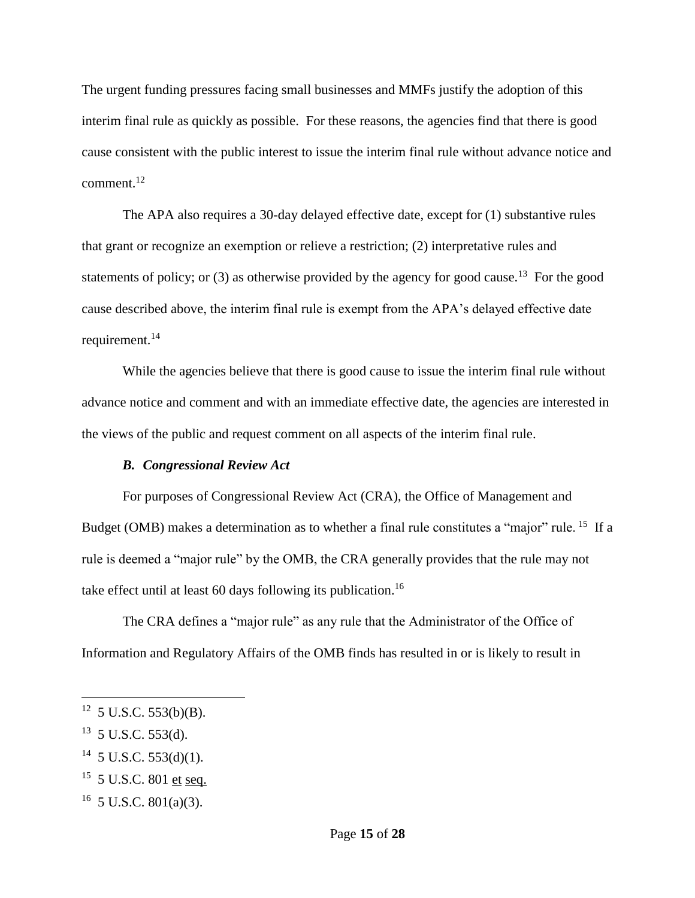The urgent funding pressures facing small businesses and MMFs justify the adoption of this interim final rule as quickly as possible. For these reasons, the agencies find that there is good cause consistent with the public interest to issue the interim final rule without advance notice and comment.[12]

The APA also requires a 30-day delayed effective date, except for (1) substantive rules that grant or recognize an exemption or relieve a restriction; (2) interpretative rules and statements of policy; or (3) as otherwise provided by the agency for good cause.[13] For the good cause described above, the interim final rule is exempt from the APA's delayed effective date requirement.[14]

While the agencies believe that there is good cause to issue the interim final rule without advance notice and comment and with an immediate effective date, the agencies are interested in the views of the public and request comment on all aspects of the interim final rule.

### *B. Congressional Review Act*

For purposes of Congressional Review Act (CRA), the Office of Management and Budget (OMB) makes a determination as to whether a final rule constitutes a "major" rule.[15] If a rule is deemed a "major rule" by the OMB, the CRA generally provides that the rule may not take effect until at least 60 days following its publication.[16]

The CRA defines a "major rule" as any rule that the Administrator of the Office of Information and Regulatory Affairs of the OMB finds has resulted in or is likely to result in

---

[12] 5 U.S.C. 553(b)(B).

[13] 5 U.S.C. 553(d).

[14] 5 U.S.C. 553(d)(1).

[15] 5 U.S.C. 801 et seq.

[16] 5 U.S.C. 801(a)(3).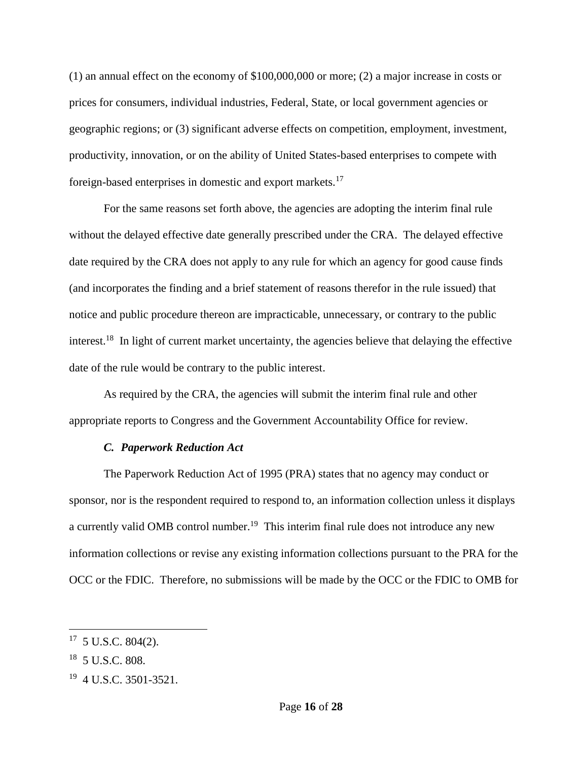(1) an annual effect on the economy of $100,000,000 or more; (2) a major increase in costs or prices for consumers, individual industries, Federal, State, or local government agencies or geographic regions; or (3) significant adverse effects on competition, employment, investment, productivity, innovation, or on the ability of United States-based enterprises to compete with foreign-based enterprises in domestic and export markets.[17]

For the same reasons set forth above, the agencies are adopting the interim final rule without the delayed effective date generally prescribed under the CRA. The delayed effective date required by the CRA does not apply to any rule for which an agency for good cause finds (and incorporates the finding and a brief statement of reasons therefor in the rule issued) that notice and public procedure thereon are impracticable, unnecessary, or contrary to the public interest.[18] In light of current market uncertainty, the agencies believe that delaying the effective date of the rule would be contrary to the public interest.

As required by the CRA, the agencies will submit the interim final rule and other appropriate reports to Congress and the Government Accountability Office for review.

### *C. Paperwork Reduction Act*

The Paperwork Reduction Act of 1995 (PRA) states that no agency may conduct or sponsor, nor is the respondent required to respond to, an information collection unless it displays a currently valid OMB control number.[19] This interim final rule does not introduce any new information collections or revise any existing information collections pursuant to the PRA for the OCC or the FDIC. Therefore, no submissions will be made by the OCC or the FDIC to OMB for

---

[17] 5 U.S.C. 804(2).

[18] 5 U.S.C. 808.

[19] 4 U.S.C. 3501-3521.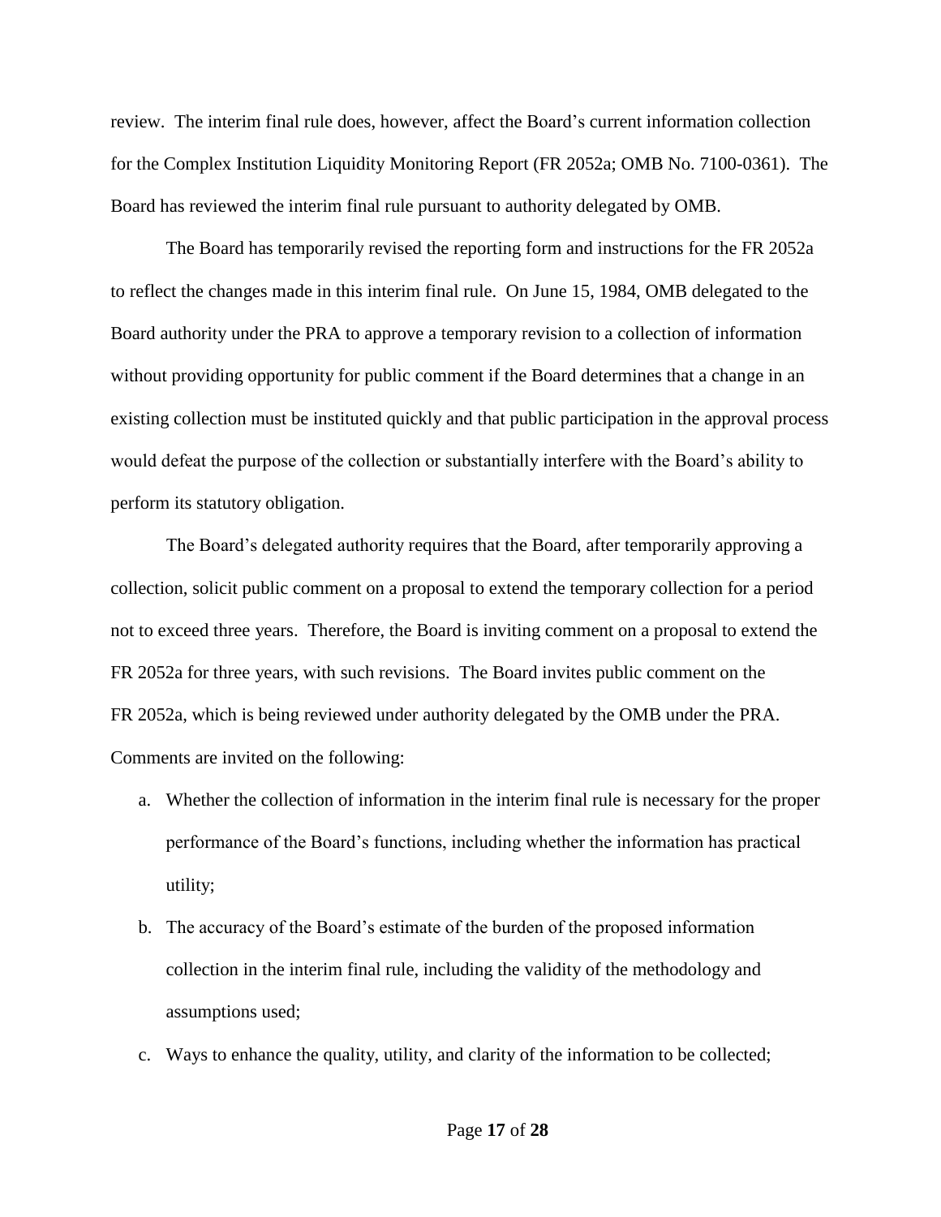review. The interim final rule does, however, affect the Board's current information collection for the Complex Institution Liquidity Monitoring Report (FR 2052a; OMB No. 7100-0361). The Board has reviewed the interim final rule pursuant to authority delegated by OMB.

The Board has temporarily revised the reporting form and instructions for the FR 2052a to reflect the changes made in this interim final rule. On June 15, 1984, OMB delegated to the Board authority under the PRA to approve a temporary revision to a collection of information without providing opportunity for public comment if the Board determines that a change in an existing collection must be instituted quickly and that public participation in the approval process would defeat the purpose of the collection or substantially interfere with the Board's ability to perform its statutory obligation.

The Board's delegated authority requires that the Board, after temporarily approving a collection, solicit public comment on a proposal to extend the temporary collection for a period not to exceed three years. Therefore, the Board is inviting comment on a proposal to extend the FR 2052a for three years, with such revisions. The Board invites public comment on the FR 2052a, which is being reviewed under authority delegated by the OMB under the PRA. Comments are invited on the following:

a. Whether the collection of information in the interim final rule is necessary for the proper performance of the Board's functions, including whether the information has practical utility;

b. The accuracy of the Board's estimate of the burden of the proposed information collection in the interim final rule, including the validity of the methodology and assumptions used;

c. Ways to enhance the quality, utility, and clarity of the information to be collected;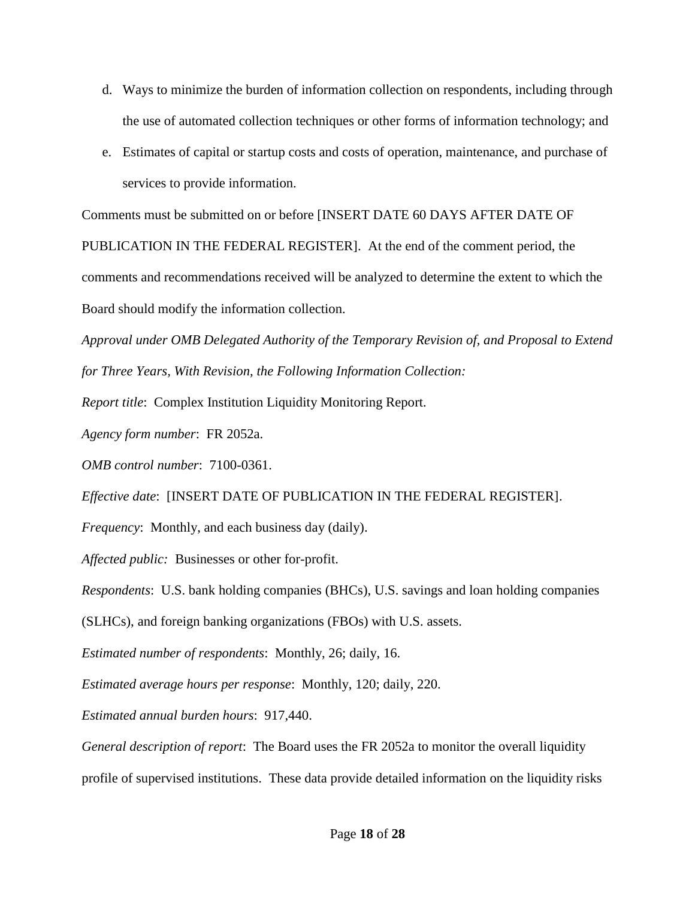d. Ways to minimize the burden of information collection on respondents, including through the use of automated collection techniques or other forms of information technology; and

e. Estimates of capital or startup costs and costs of operation, maintenance, and purchase of services to provide information.

Comments must be submitted on or before [INSERT DATE 60 DAYS AFTER DATE OF PUBLICATION IN THE FEDERAL REGISTER]. At the end of the comment period, the comments and recommendations received will be analyzed to determine the extent to which the Board should modify the information collection.

*Approval under OMB Delegated Authority of the Temporary Revision of, and Proposal to Extend for Three Years, With Revision, the Following Information Collection:*

*Report title*: Complex Institution Liquidity Monitoring Report.

*Agency form number*: FR 2052a.

*OMB control number*: 7100-0361.

*Effective date*: [INSERT DATE OF PUBLICATION IN THE FEDERAL REGISTER].

*Frequency*: Monthly, and each business day (daily).

*Affected public:* Businesses or other for-profit.

*Respondents*: U.S. bank holding companies (BHCs), U.S. savings and loan holding companies (SLHCs), and foreign banking organizations (FBOs) with U.S. assets.

*Estimated number of respondents*: Monthly, 26; daily, 16.

*Estimated average hours per response*: Monthly, 120; daily, 220.

*Estimated annual burden hours*: 917,440.

*General description of report*: The Board uses the FR 2052a to monitor the overall liquidity profile of supervised institutions. These data provide detailed information on the liquidity risks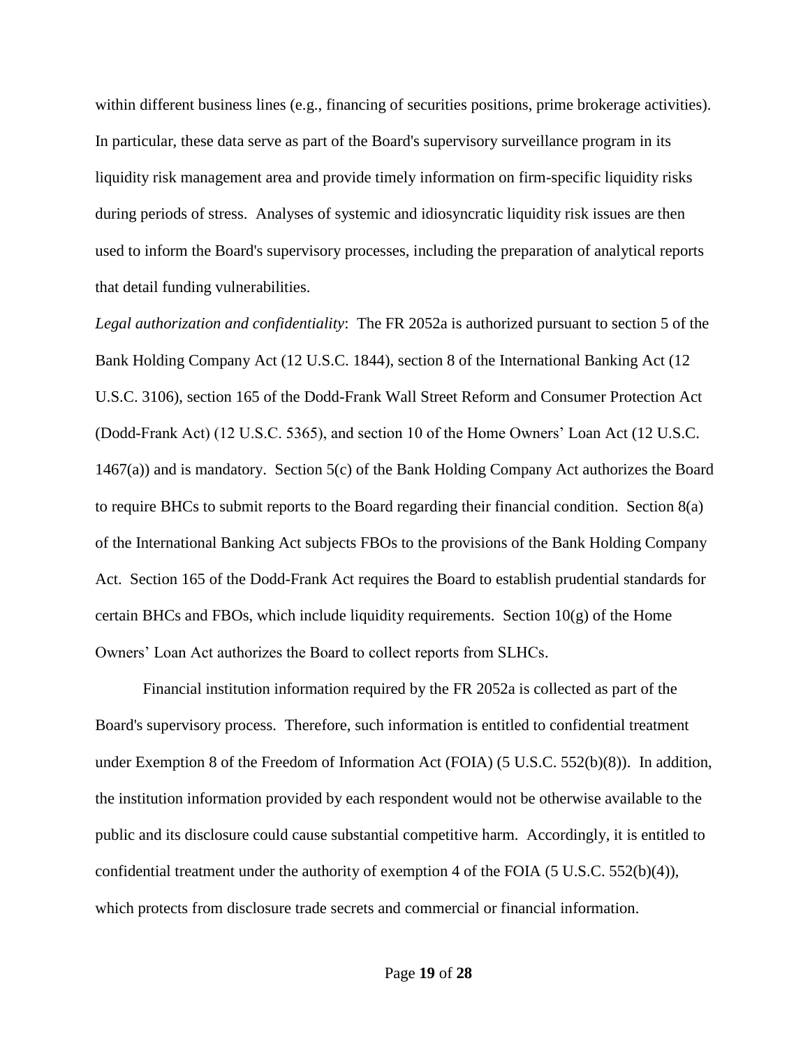within different business lines (e.g., financing of securities positions, prime brokerage activities). In particular, these data serve as part of the Board's supervisory surveillance program in its liquidity risk management area and provide timely information on firm-specific liquidity risks during periods of stress. Analyses of systemic and idiosyncratic liquidity risk issues are then used to inform the Board's supervisory processes, including the preparation of analytical reports that detail funding vulnerabilities.

*Legal authorization and confidentiality*: The FR 2052a is authorized pursuant to section 5 of the Bank Holding Company Act (12 U.S.C. 1844), section 8 of the International Banking Act (12 U.S.C. 3106), section 165 of the Dodd-Frank Wall Street Reform and Consumer Protection Act (Dodd-Frank Act) (12 U.S.C. 5365), and section 10 of the Home Owners' Loan Act (12 U.S.C. 1467(a)) and is mandatory. Section 5(c) of the Bank Holding Company Act authorizes the Board to require BHCs to submit reports to the Board regarding their financial condition. Section 8(a) of the International Banking Act subjects FBOs to the provisions of the Bank Holding Company Act. Section 165 of the Dodd-Frank Act requires the Board to establish prudential standards for certain BHCs and FBOs, which include liquidity requirements. Section 10(g) of the Home Owners' Loan Act authorizes the Board to collect reports from SLHCs.

Financial institution information required by the FR 2052a is collected as part of the Board's supervisory process. Therefore, such information is entitled to confidential treatment under Exemption 8 of the Freedom of Information Act (FOIA) (5 U.S.C. 552(b)(8)). In addition, the institution information provided by each respondent would not be otherwise available to the public and its disclosure could cause substantial competitive harm. Accordingly, it is entitled to confidential treatment under the authority of exemption 4 of the FOIA (5 U.S.C. 552(b)(4)), which protects from disclosure trade secrets and commercial or financial information.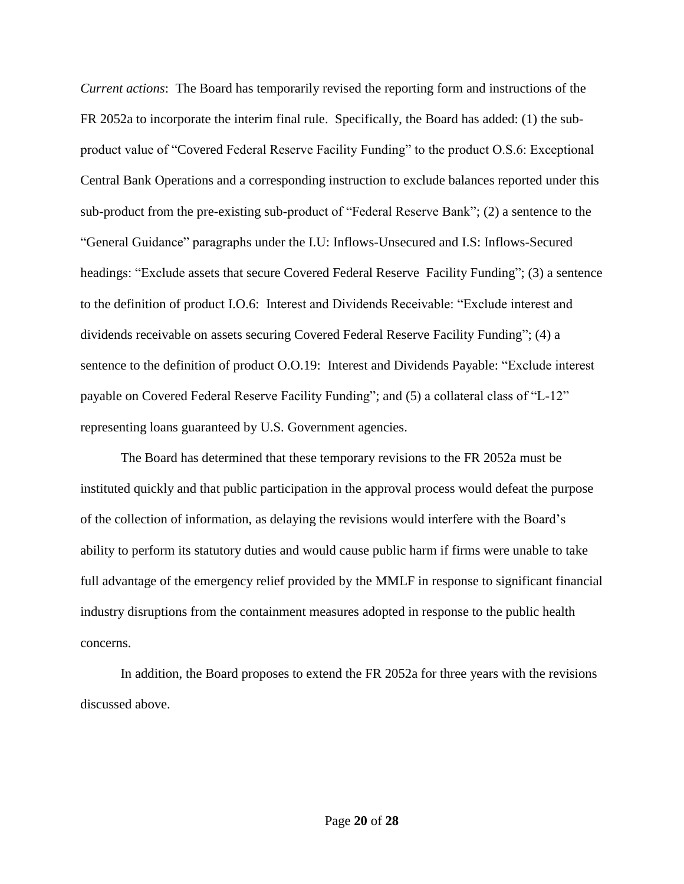*Current actions*: The Board has temporarily revised the reporting form and instructions of the FR 2052a to incorporate the interim final rule. Specifically, the Board has added: (1) the sub-product value of "Covered Federal Reserve Facility Funding" to the product O.S.6: Exceptional Central Bank Operations and a corresponding instruction to exclude balances reported under this sub-product from the pre-existing sub-product of "Federal Reserve Bank"; (2) a sentence to the "General Guidance" paragraphs under the I.U: Inflows-Unsecured and I.S: Inflows-Secured headings: "Exclude assets that secure Covered Federal Reserve Facility Funding"; (3) a sentence to the definition of product I.O.6: Interest and Dividends Receivable: "Exclude interest and dividends receivable on assets securing Covered Federal Reserve Facility Funding"; (4) a sentence to the definition of product O.O.19: Interest and Dividends Payable: "Exclude interest payable on Covered Federal Reserve Facility Funding"; and (5) a collateral class of "L-12" representing loans guaranteed by U.S. Government agencies.

The Board has determined that these temporary revisions to the FR 2052a must be instituted quickly and that public participation in the approval process would defeat the purpose of the collection of information, as delaying the revisions would interfere with the Board's ability to perform its statutory duties and would cause public harm if firms were unable to take full advantage of the emergency relief provided by the MMLF in response to significant financial industry disruptions from the containment measures adopted in response to the public health concerns.

In addition, the Board proposes to extend the FR 2052a for three years with the revisions discussed above.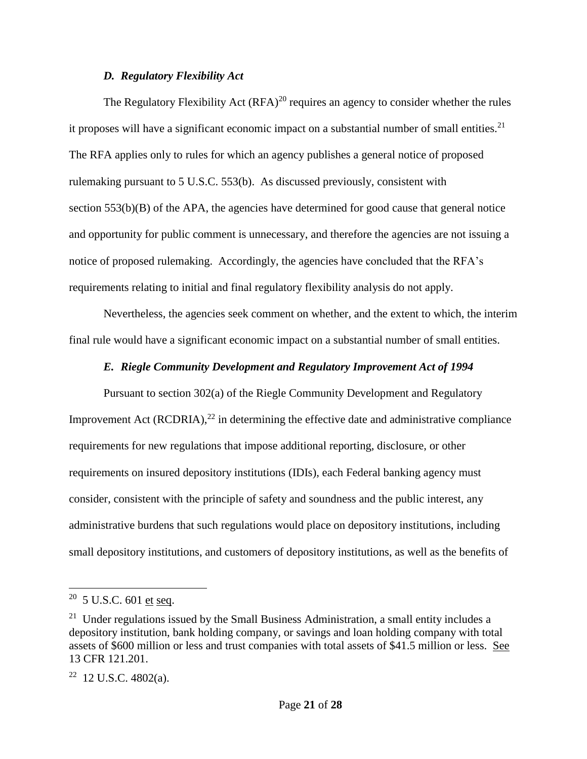### *D. Regulatory Flexibility Act*

The Regulatory Flexibility Act (RFA)[20] requires an agency to consider whether the rules it proposes will have a significant economic impact on a substantial number of small entities.[21] The RFA applies only to rules for which an agency publishes a general notice of proposed rulemaking pursuant to 5 U.S.C. 553(b). As discussed previously, consistent with section 553(b)(B) of the APA, the agencies have determined for good cause that general notice and opportunity for public comment is unnecessary, and therefore the agencies are not issuing a notice of proposed rulemaking. Accordingly, the agencies have concluded that the RFA's requirements relating to initial and final regulatory flexibility analysis do not apply.

Nevertheless, the agencies seek comment on whether, and the extent to which, the interim final rule would have a significant economic impact on a substantial number of small entities.

### *E. Riegle Community Development and Regulatory Improvement Act of 1994*

Pursuant to section 302(a) of the Riegle Community Development and Regulatory Improvement Act (RCDRIA),[22] in determining the effective date and administrative compliance requirements for new regulations that impose additional reporting, disclosure, or other requirements on insured depository institutions (IDIs), each Federal banking agency must consider, consistent with the principle of safety and soundness and the public interest, any administrative burdens that such regulations would place on depository institutions, including small depository institutions, and customers of depository institutions, as well as the benefits of

---

[20] 5 U.S.C. 601 et seq.

[21] Under regulations issued by the Small Business Administration, a small entity includes a depository institution, bank holding company, or savings and loan holding company with total assets of $600 million or less and trust companies with total assets of $41.5 million or less. See 13 CFR 121.201.

[22] 12 U.S.C. 4802(a).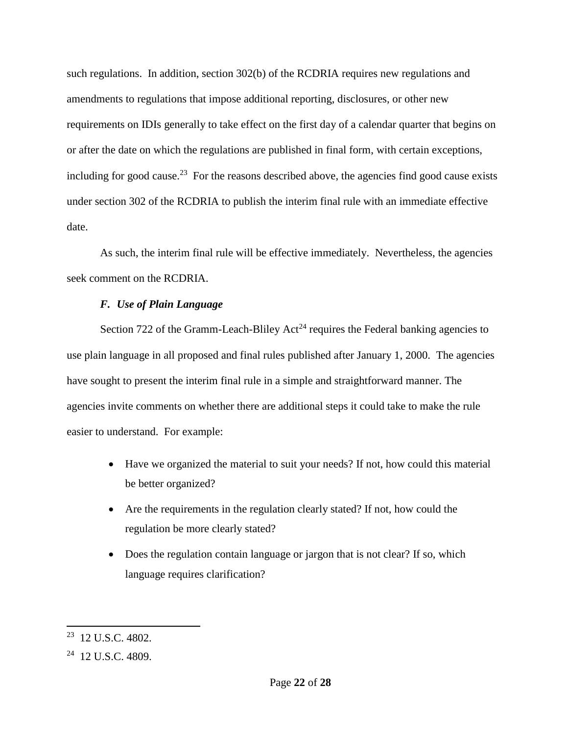such regulations. In addition, section 302(b) of the RCDRIA requires new regulations and amendments to regulations that impose additional reporting, disclosures, or other new requirements on IDIs generally to take effect on the first day of a calendar quarter that begins on or after the date on which the regulations are published in final form, with certain exceptions, including for good cause.[23] For the reasons described above, the agencies find good cause exists under section 302 of the RCDRIA to publish the interim final rule with an immediate effective date.

As such, the interim final rule will be effective immediately. Nevertheless, the agencies seek comment on the RCDRIA.

### *F. Use of Plain Language*

Section 722 of the Gramm-Leach-Bliley Act[24] requires the Federal banking agencies to use plain language in all proposed and final rules published after January 1, 2000. The agencies have sought to present the interim final rule in a simple and straightforward manner. The agencies invite comments on whether there are additional steps it could take to make the rule easier to understand. For example:

- Have we organized the material to suit your needs? If not, how could this material be better organized?
- Are the requirements in the regulation clearly stated? If not, how could the regulation be more clearly stated?
- Does the regulation contain language or jargon that is not clear? If so, which language requires clarification?

---

[23] 12 U.S.C. 4802.

[24] 12 U.S.C. 4809.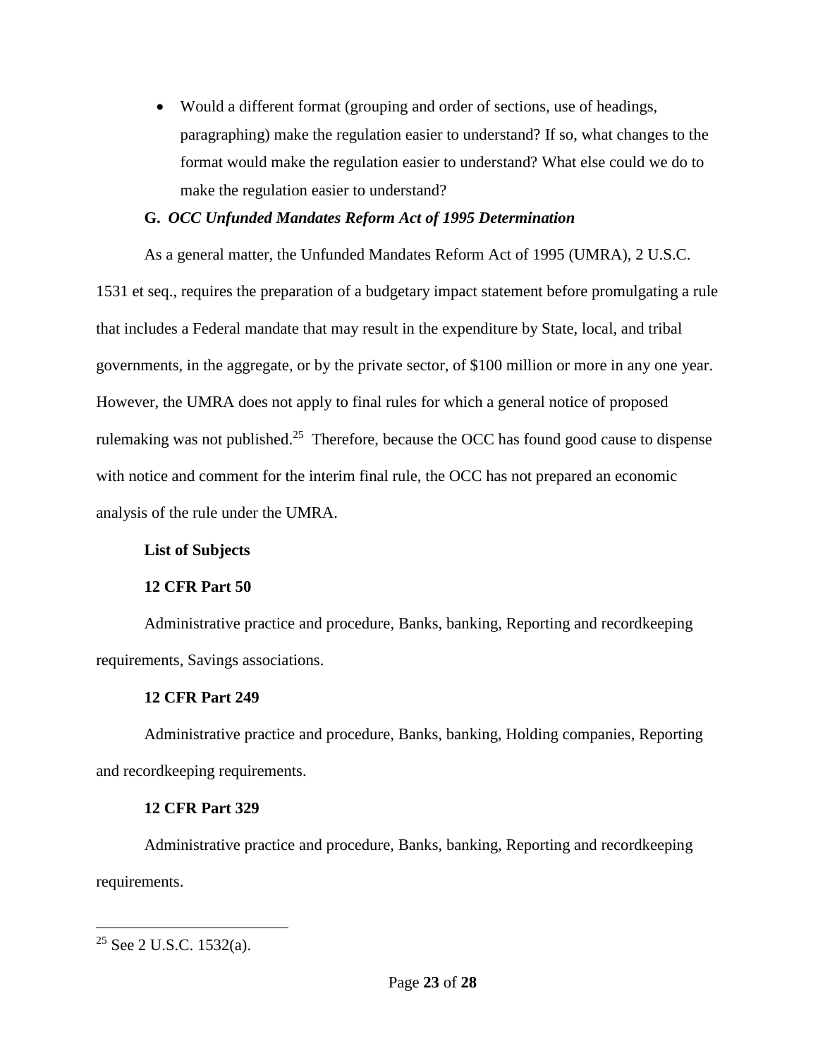- Would a different format (grouping and order of sections, use of headings, paragraphing) make the regulation easier to understand? If so, what changes to the format would make the regulation easier to understand? What else could we do to make the regulation easier to understand?

### G. *OCC Unfunded Mandates Reform Act of 1995 Determination*

As a general matter, the Unfunded Mandates Reform Act of 1995 (UMRA), 2 U.S.C. 1531 et seq., requires the preparation of a budgetary impact statement before promulgating a rule that includes a Federal mandate that may result in the expenditure by State, local, and tribal governments, in the aggregate, or by the private sector, of $100 million or more in any one year. However, the UMRA does not apply to final rules for which a general notice of proposed rulemaking was not published.[25] Therefore, because the OCC has found good cause to dispense with notice and comment for the interim final rule, the OCC has not prepared an economic analysis of the rule under the UMRA.

**List of Subjects**

**12 CFR Part 50**

Administrative practice and procedure, Banks, banking, Reporting and recordkeeping requirements, Savings associations.

**12 CFR Part 249**

Administrative practice and procedure, Banks, banking, Holding companies, Reporting and recordkeeping requirements.

**12 CFR Part 329**

Administrative practice and procedure, Banks, banking, Reporting and recordkeeping requirements.

---

[25] See 2 U.S.C. 1532(a).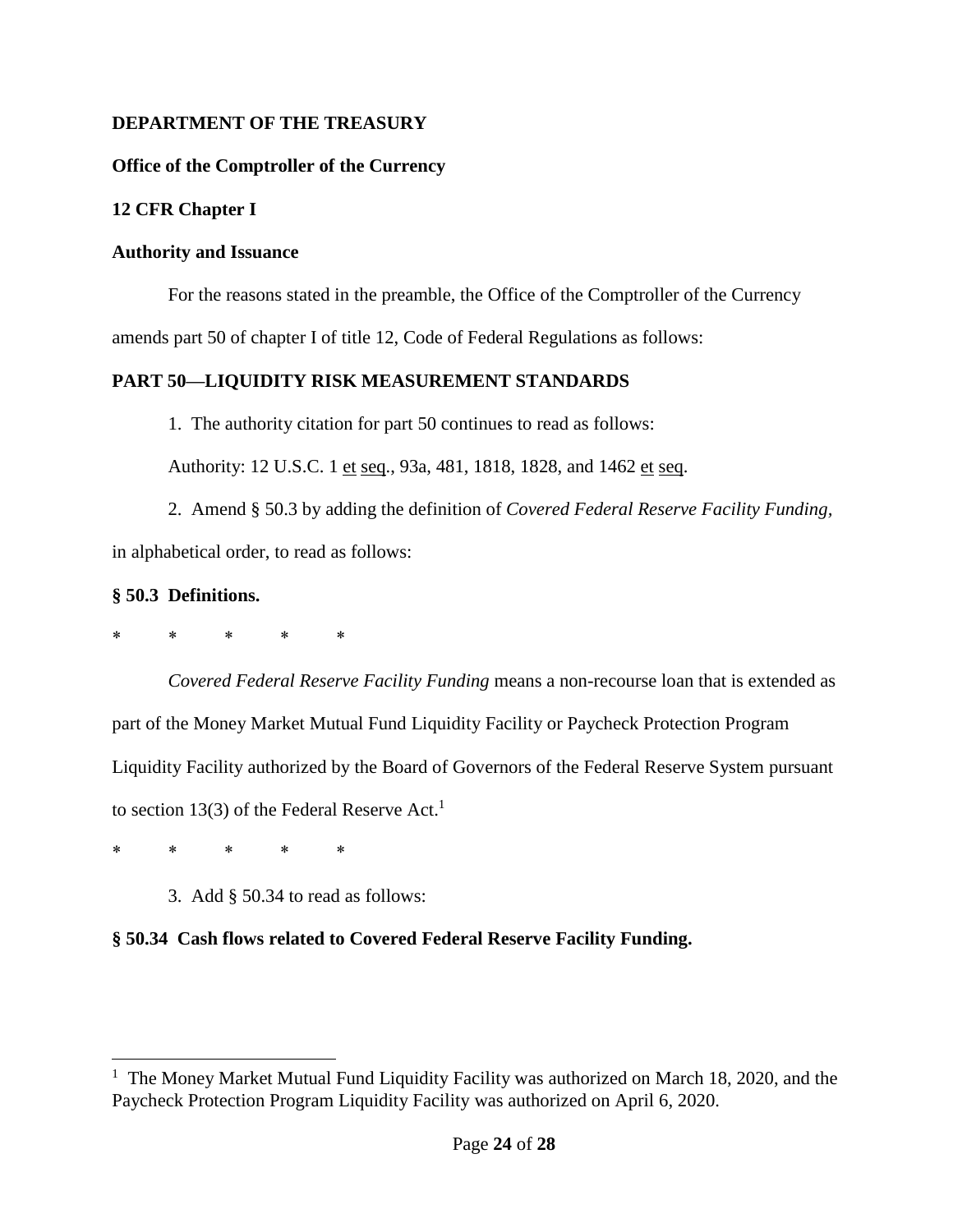**DEPARTMENT OF THE TREASURY**

**Office of the Comptroller of the Currency**

**12 CFR Chapter I**

**Authority and Issuance**

For the reasons stated in the preamble, the Office of the Comptroller of the Currency amends part 50 of chapter I of title 12, Code of Federal Regulations as follows:

**PART 50—LIQUIDITY RISK MEASUREMENT STANDARDS**

1. The authority citation for part 50 continues to read as follows:

Authority: 12 U.S.C. 1 et seq., 93a, 481, 1818, 1828, and 1462 et seq.

2. Amend § 50.3 by adding the definition of *Covered Federal Reserve Facility Funding*, in alphabetical order, to read as follows:

**§ 50.3 Definitions.**

\* \* \* \* \*

*Covered Federal Reserve Facility Funding* means a non-recourse loan that is extended as part of the Money Market Mutual Fund Liquidity Facility or Paycheck Protection Program Liquidity Facility authorized by the Board of Governors of the Federal Reserve System pursuant to section 13(3) of the Federal Reserve Act.[1]

\* \* \* \* \*

3. Add § 50.34 to read as follows:

**§ 50.34 Cash flows related to Covered Federal Reserve Facility Funding.**

[1] The Money Market Mutual Fund Liquidity Facility was authorized on March 18, 2020, and the Paycheck Protection Program Liquidity Facility was authorized on April 6, 2020.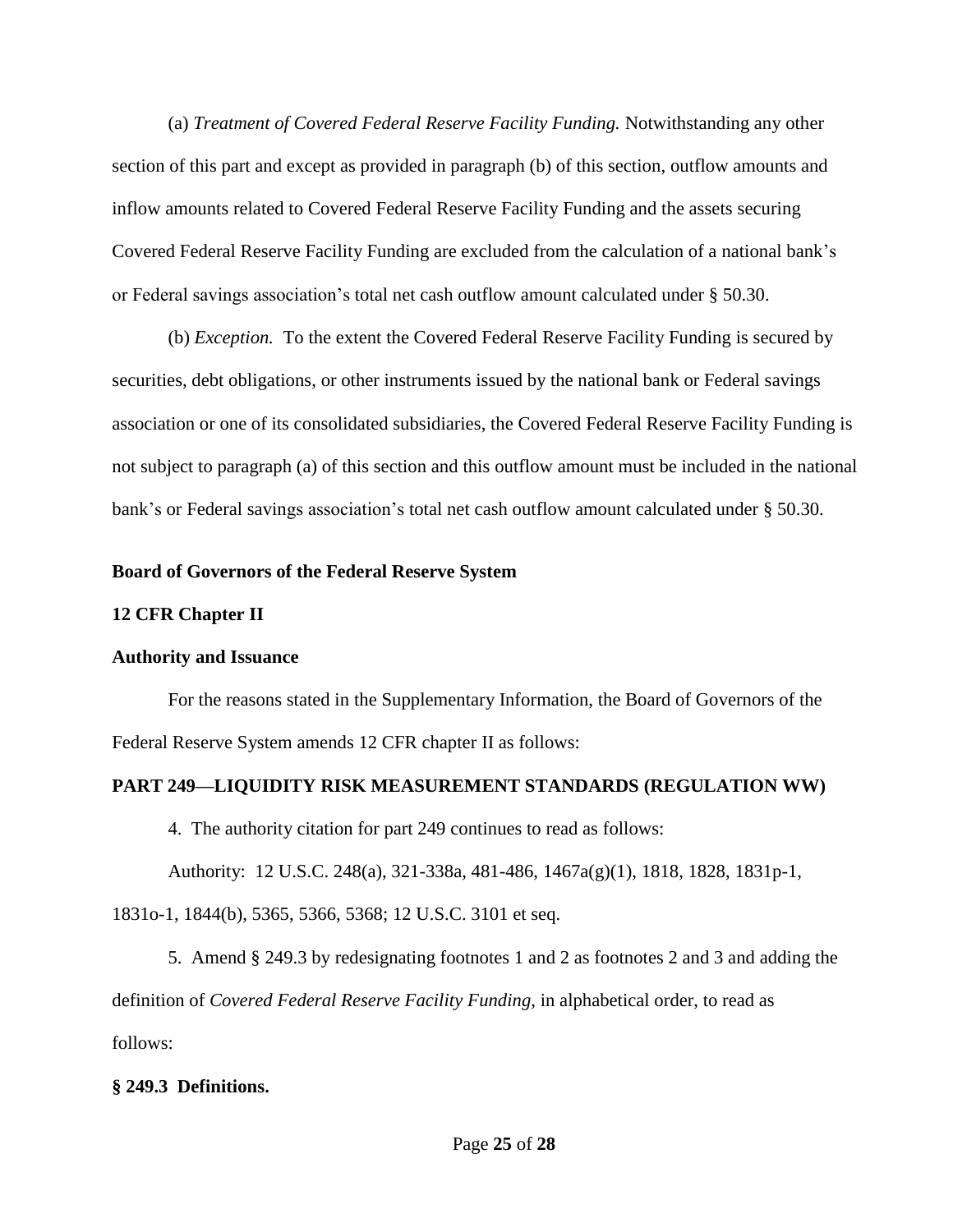(a) *Treatment of Covered Federal Reserve Facility Funding.* Notwithstanding any other section of this part and except as provided in paragraph (b) of this section, outflow amounts and inflow amounts related to Covered Federal Reserve Facility Funding and the assets securing Covered Federal Reserve Facility Funding are excluded from the calculation of a national bank's or Federal savings association's total net cash outflow amount calculated under § 50.30.

(b) *Exception.* To the extent the Covered Federal Reserve Facility Funding is secured by securities, debt obligations, or other instruments issued by the national bank or Federal savings association or one of its consolidated subsidiaries, the Covered Federal Reserve Facility Funding is not subject to paragraph (a) of this section and this outflow amount must be included in the national bank's or Federal savings association's total net cash outflow amount calculated under § 50.30.

**Board of Governors of the Federal Reserve System**

**12 CFR Chapter II**

**Authority and Issuance**

For the reasons stated in the Supplementary Information, the Board of Governors of the Federal Reserve System amends 12 CFR chapter II as follows:

**PART 249—LIQUIDITY RISK MEASUREMENT STANDARDS (REGULATION WW)**

4. The authority citation for part 249 continues to read as follows:

Authority: 12 U.S.C. 248(a), 321-338a, 481-486, 1467a(g)(1), 1818, 1828, 1831p-1, 1831o-1, 1844(b), 5365, 5366, 5368; 12 U.S.C. 3101 et seq.

5. Amend § 249.3 by redesignating footnotes 1 and 2 as footnotes 2 and 3 and adding the definition of *Covered Federal Reserve Facility Funding*, in alphabetical order, to read as follows:

**§ 249.3 Definitions.**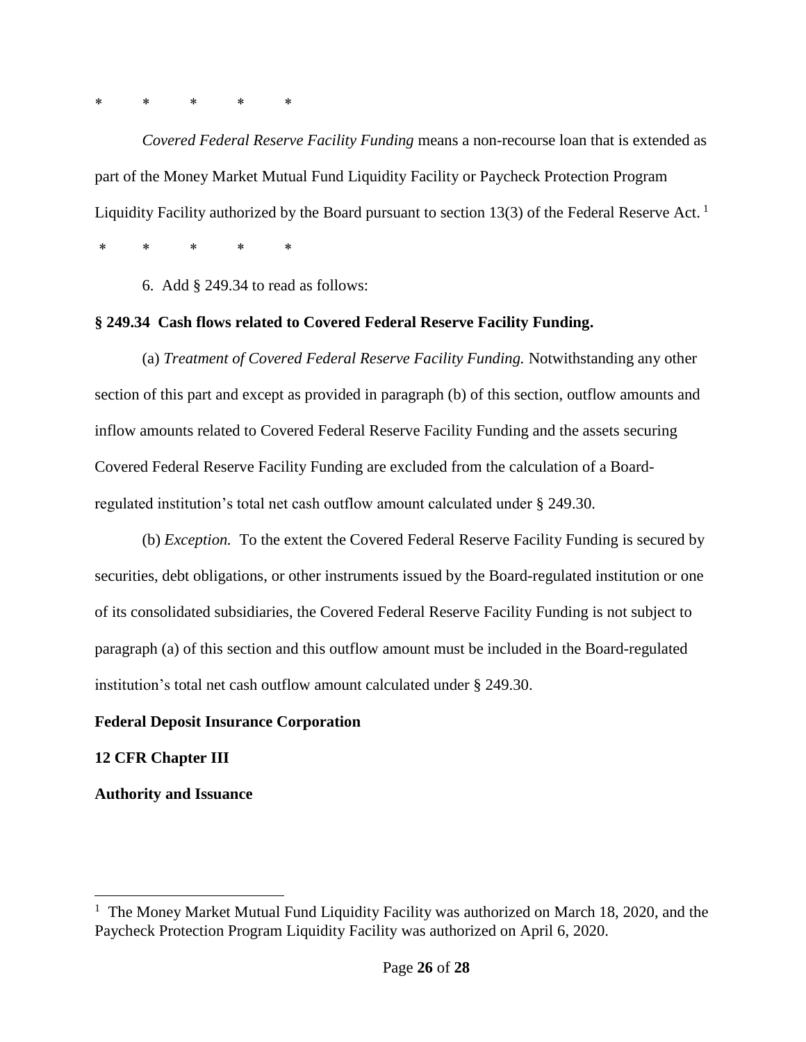*     *     *     *     *

*Covered Federal Reserve Facility Funding* means a non-recourse loan that is extended as part of the Money Market Mutual Fund Liquidity Facility or Paycheck Protection Program Liquidity Facility authorized by the Board pursuant to section 13(3) of the Federal Reserve Act. [1]

*     *     *     *     *

6. Add § 249.34 to read as follows:

**§ 249.34 Cash flows related to Covered Federal Reserve Facility Funding.**

(a) *Treatment of Covered Federal Reserve Facility Funding.* Notwithstanding any other section of this part and except as provided in paragraph (b) of this section, outflow amounts and inflow amounts related to Covered Federal Reserve Facility Funding and the assets securing Covered Federal Reserve Facility Funding are excluded from the calculation of a Board-regulated institution's total net cash outflow amount calculated under § 249.30.

(b) *Exception.* To the extent the Covered Federal Reserve Facility Funding is secured by securities, debt obligations, or other instruments issued by the Board-regulated institution or one of its consolidated subsidiaries, the Covered Federal Reserve Facility Funding is not subject to paragraph (a) of this section and this outflow amount must be included in the Board-regulated institution's total net cash outflow amount calculated under § 249.30.

**Federal Deposit Insurance Corporation**

**12 CFR Chapter III**

**Authority and Issuance**

[1] The Money Market Mutual Fund Liquidity Facility was authorized on March 18, 2020, and the Paycheck Protection Program Liquidity Facility was authorized on April 6, 2020.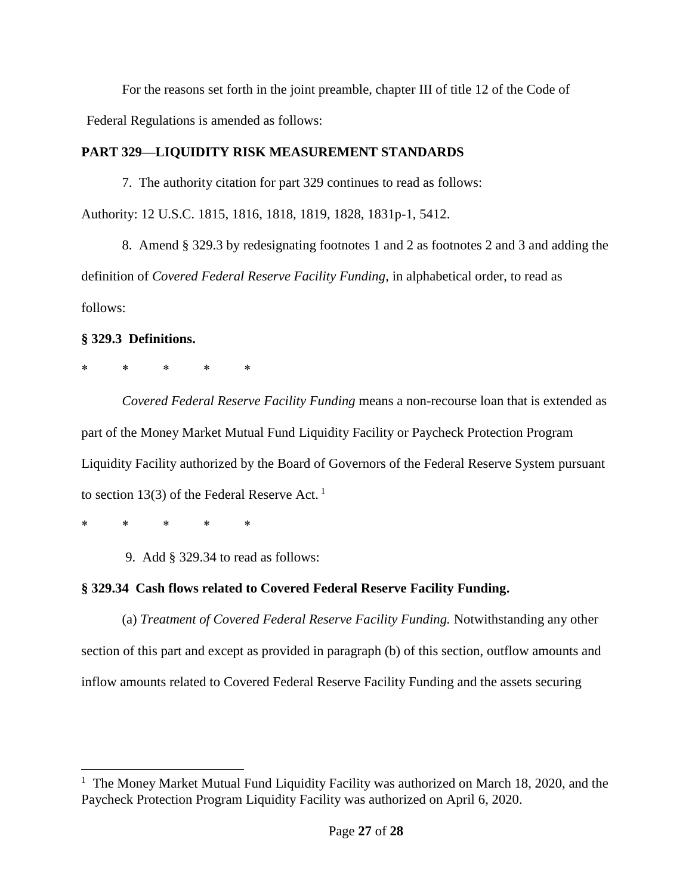For the reasons set forth in the joint preamble, chapter III of title 12 of the Code of Federal Regulations is amended as follows:

**PART 329—LIQUIDITY RISK MEASUREMENT STANDARDS**

7. The authority citation for part 329 continues to read as follows:

Authority: 12 U.S.C. 1815, 1816, 1818, 1819, 1828, 1831p-1, 5412.

8. Amend § 329.3 by redesignating footnotes 1 and 2 as footnotes 2 and 3 and adding the definition of *Covered Federal Reserve Facility Funding*, in alphabetical order, to read as follows:

**§ 329.3 Definitions.**

\* \* \* \* \*

*Covered Federal Reserve Facility Funding* means a non-recourse loan that is extended as part of the Money Market Mutual Fund Liquidity Facility or Paycheck Protection Program Liquidity Facility authorized by the Board of Governors of the Federal Reserve System pursuant to section 13(3) of the Federal Reserve Act.[1]

\* \* \* \* \*

9. Add § 329.34 to read as follows:

**§ 329.34 Cash flows related to Covered Federal Reserve Facility Funding.**

(a) *Treatment of Covered Federal Reserve Facility Funding.* Notwithstanding any other section of this part and except as provided in paragraph (b) of this section, outflow amounts and inflow amounts related to Covered Federal Reserve Facility Funding and the assets securing

---

[1] The Money Market Mutual Fund Liquidity Facility was authorized on March 18, 2020, and the Paycheck Protection Program Liquidity Facility was authorized on April 6, 2020.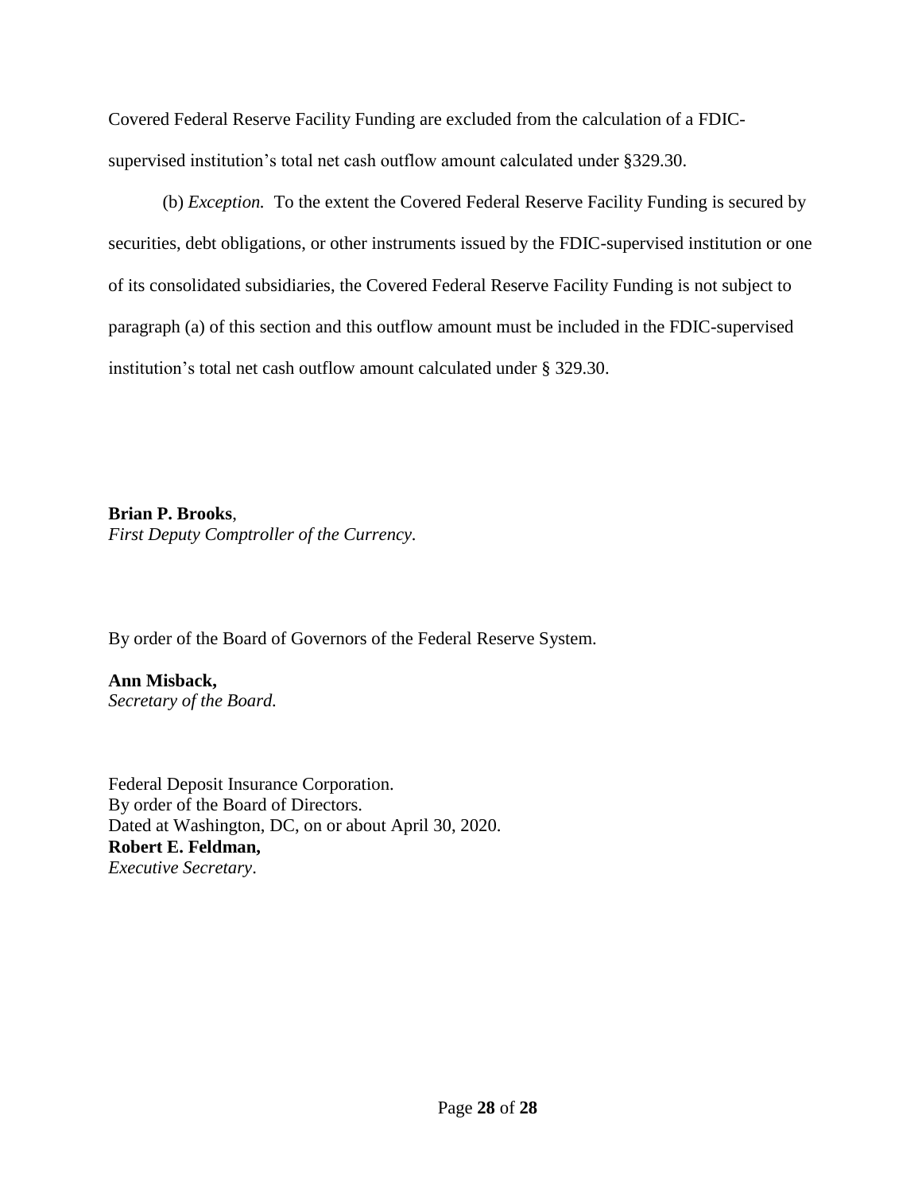Covered Federal Reserve Facility Funding are excluded from the calculation of a FDIC-supervised institution's total net cash outflow amount calculated under §329.30.

(b) *Exception.* To the extent the Covered Federal Reserve Facility Funding is secured by securities, debt obligations, or other instruments issued by the FDIC-supervised institution or one of its consolidated subsidiaries, the Covered Federal Reserve Facility Funding is not subject to paragraph (a) of this section and this outflow amount must be included in the FDIC-supervised institution's total net cash outflow amount calculated under § 329.30.

**Brian P. Brooks**,
*First Deputy Comptroller of the Currency.*

By order of the Board of Governors of the Federal Reserve System.

**Ann Misback,**
*Secretary of the Board.*

Federal Deposit Insurance Corporation.
By order of the Board of Directors.
Dated at Washington, DC, on or about April 30, 2020.
**Robert E. Feldman,**
*Executive Secretary*.